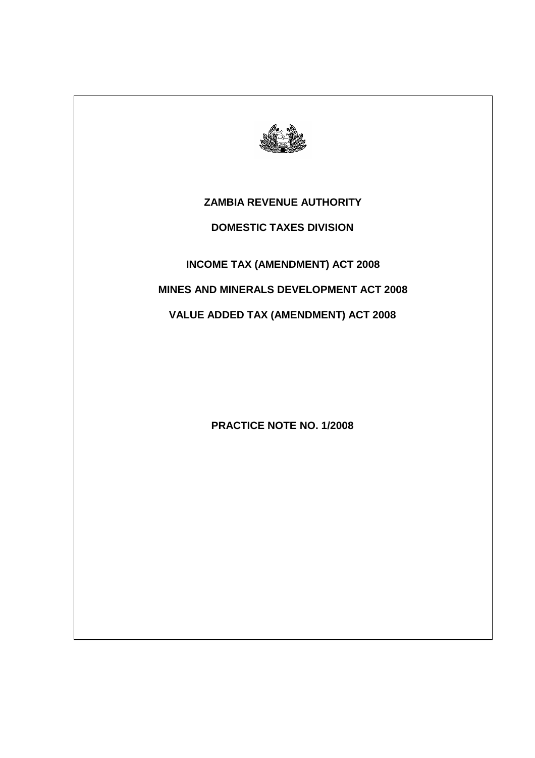# ZAMBIA REVENUE AUTHORITY

## DOMESTIC TAXES DIVISION

## INCOME TAX (AMENDMENT) ACT 2008

## MINES AND MINERALS DEVELOPMENT ACT 2008

## VALUE ADDED TAX (AMENDMENT) ACT 2008

## PRACTICE NOTE NO. 1/2008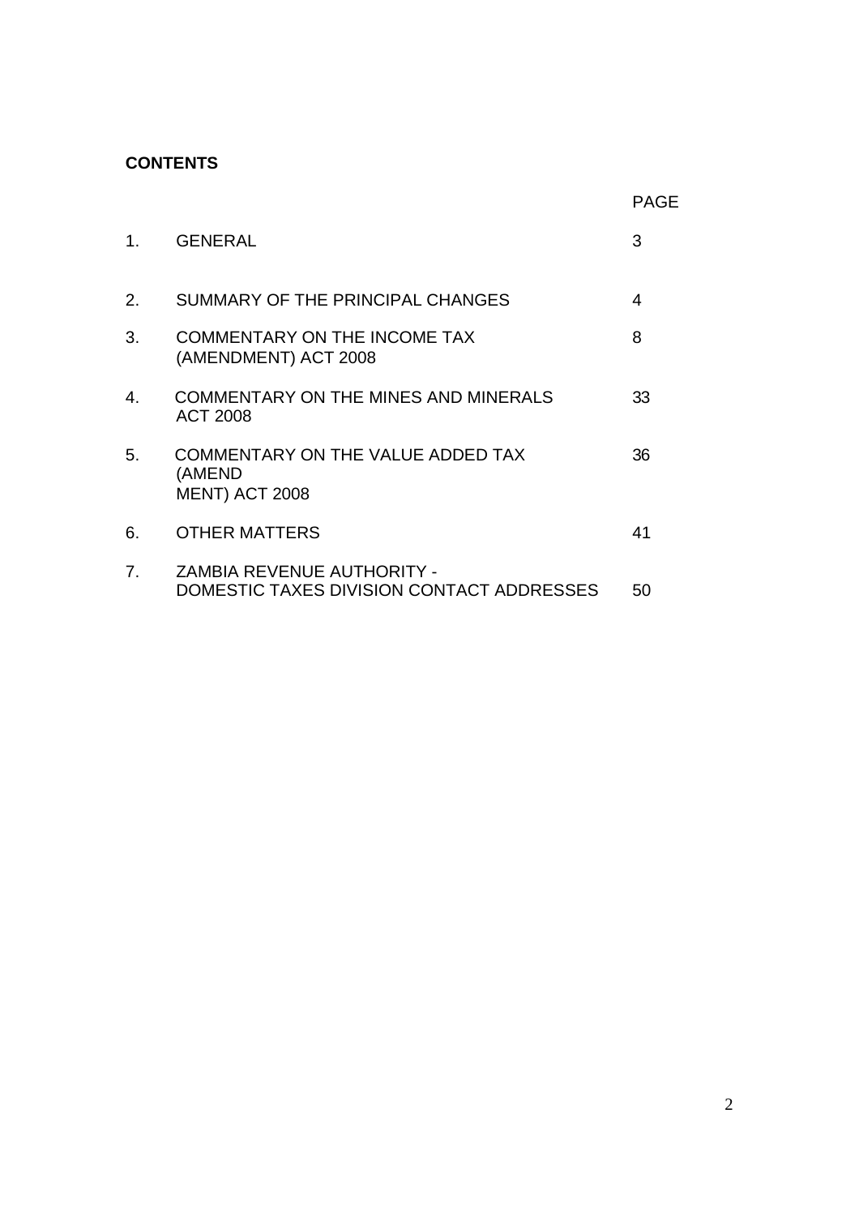**CONTENTS**

| | | PAGE |
|---|---|---|
| 1. | GENERAL | 3 |
| 2. | SUMMARY OF THE PRINCIPAL CHANGES | 4 |
| 3. | COMMENTARY ON THE INCOME TAX (AMENDMENT) ACT 2008 | 8 |
| 4. | COMMENTARY ON THE MINES AND MINERALS ACT 2008 | 33 |
| 5. | COMMENTARY ON THE VALUE ADDED TAX (AMEND MENT) ACT 2008 | 36 |
| 6. | OTHER MATTERS | 41 |
| 7. | ZAMBIA REVENUE AUTHORITY - DOMESTIC TAXES DIVISION CONTACT ADDRESSES | 50 |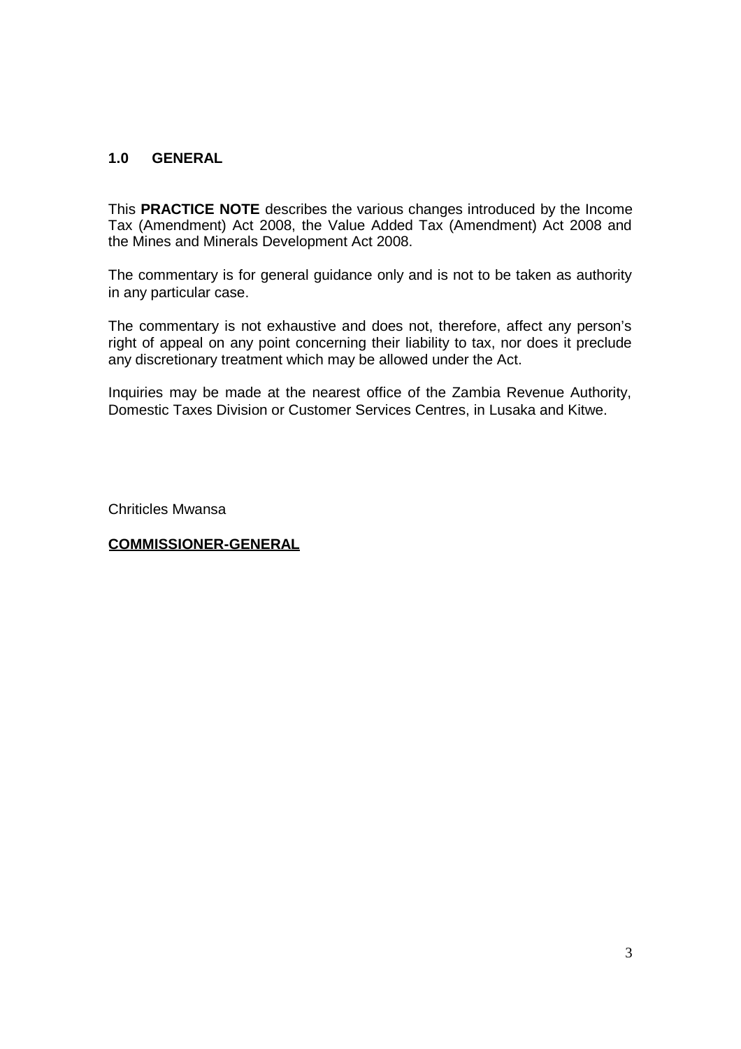## 1.0 GENERAL

This **PRACTICE NOTE** describes the various changes introduced by the Income Tax (Amendment) Act 2008, the Value Added Tax (Amendment) Act 2008 and the Mines and Minerals Development Act 2008.

The commentary is for general guidance only and is not to be taken as authority in any particular case.

The commentary is not exhaustive and does not, therefore, affect any person's right of appeal on any point concerning their liability to tax, nor does it preclude any discretionary treatment which may be allowed under the Act.

Inquiries may be made at the nearest office of the Zambia Revenue Authority, Domestic Taxes Division or Customer Services Centres, in Lusaka and Kitwe.

Chriticles Mwansa

**COMMISSIONER-GENERAL**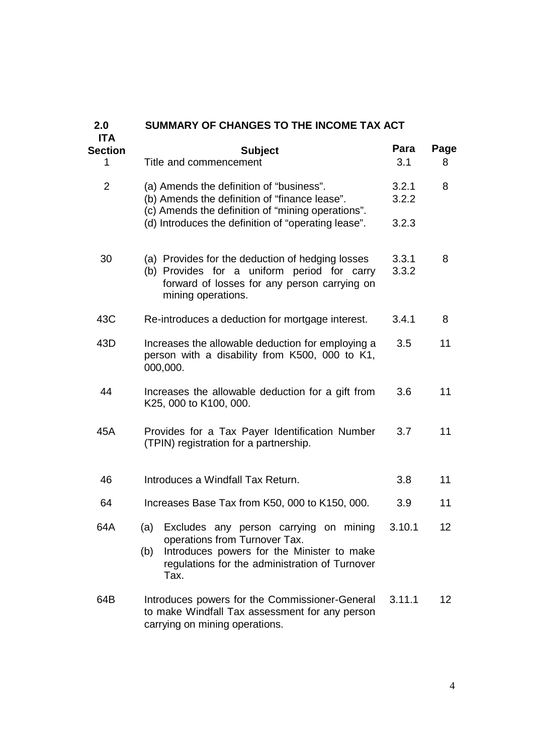## 2.0 SUMMARY OF CHANGES TO THE INCOME TAX ACT

| ITA Section | Subject | Para | Page |
|---|---|---|---|
| 1 | Title and commencement | 3.1 | 8 |
| 2 | (a) Amends the definition of "business".<br>(b) Amends the definition of "finance lease".<br>(c) Amends the definition of "mining operations".<br>(d) Introduces the definition of "operating lease". | 3.2.1<br>3.2.2<br><br>3.2.3 | 8 |
| 30 | (a) Provides for the deduction of hedging losses<br>(b) Provides for a uniform period for carry forward of losses for any person carrying on mining operations. | 3.3.1<br>3.3.2 | 8 |
| 43C | Re-introduces a deduction for mortgage interest. | 3.4.1 | 8 |
| 43D | Increases the allowable deduction for employing a person with a disability from K500, 000 to K1, 000,000. | 3.5 | 11 |
| 44 | Increases the allowable deduction for a gift from K25, 000 to K100, 000. | 3.6 | 11 |
| 45A | Provides for a Tax Payer Identification Number (TPIN) registration for a partnership. | 3.7 | 11 |
| 46 | Introduces a Windfall Tax Return. | 3.8 | 11 |
| 64 | Increases Base Tax from K50, 000 to K150, 000. | 3.9 | 11 |
| 64A | (a) Excludes any person carrying on mining operations from Turnover Tax.<br>(b) Introduces powers for the Minister to make regulations for the administration of Turnover Tax. | 3.10.1 | 12 |
| 64B | Introduces powers for the Commissioner-General to make Windfall Tax assessment for any person carrying on mining operations. | 3.11.1 | 12 |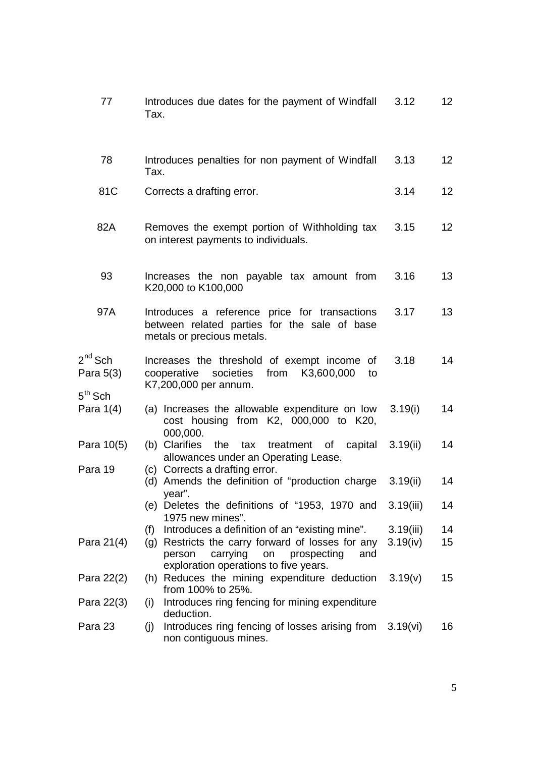| | | | |
|---|---|---|---|
| 77 | Introduces due dates for the payment of Windfall Tax. | 3.12 | 12 |
| 78 | Introduces penalties for non payment of Windfall Tax. | 3.13 | 12 |
| 81C | Corrects a drafting error. | 3.14 | 12 |
| 82A | Removes the exempt portion of Withholding tax on interest payments to individuals. | 3.15 | 12 |
| 93 | Increases the non payable tax amount from K20,000 to K100,000 | 3.16 | 13 |
| 97A | Introduces a reference price for transactions between related parties for the sale of base metals or precious metals. | 3.17 | 13 |
| 2nd Sch Para 5(3) | Increases the threshold of exempt income of cooperative societies from K3,600,000 to K7,200,000 per annum. | 3.18 | 14 |
| 5th Sch Para 1(4) | (a) Increases the allowable expenditure on low cost housing from K2, 000,000 to K20, 000,000. | 3.19(i) | 14 |
| Para 10(5) | (b) Clarifies the tax treatment of capital allowances under an Operating Lease. | 3.19(ii) | 14 |
| Para 19 | (c) Corrects a drafting error. | | |
| | (d) Amends the definition of "production charge year". | 3.19(ii) | 14 |
| | (e) Deletes the definitions of "1953, 1970 and 1975 new mines". | 3.19(iii) | 14 |
| | (f) Introduces a definition of an "existing mine". | 3.19(iii) | 14 |
| Para 21(4) | (g) Restricts the carry forward of losses for any person carrying on prospecting and exploration operations to five years. | 3.19(iv) | 15 |
| Para 22(2) | (h) Reduces the mining expenditure deduction from 100% to 25%. | 3.19(v) | 15 |
| Para 22(3) | (i) Introduces ring fencing for mining expenditure deduction. | | |
| Para 23 | (j) Introduces ring fencing of losses arising from non contiguous mines. | 3.19(vi) | 16 |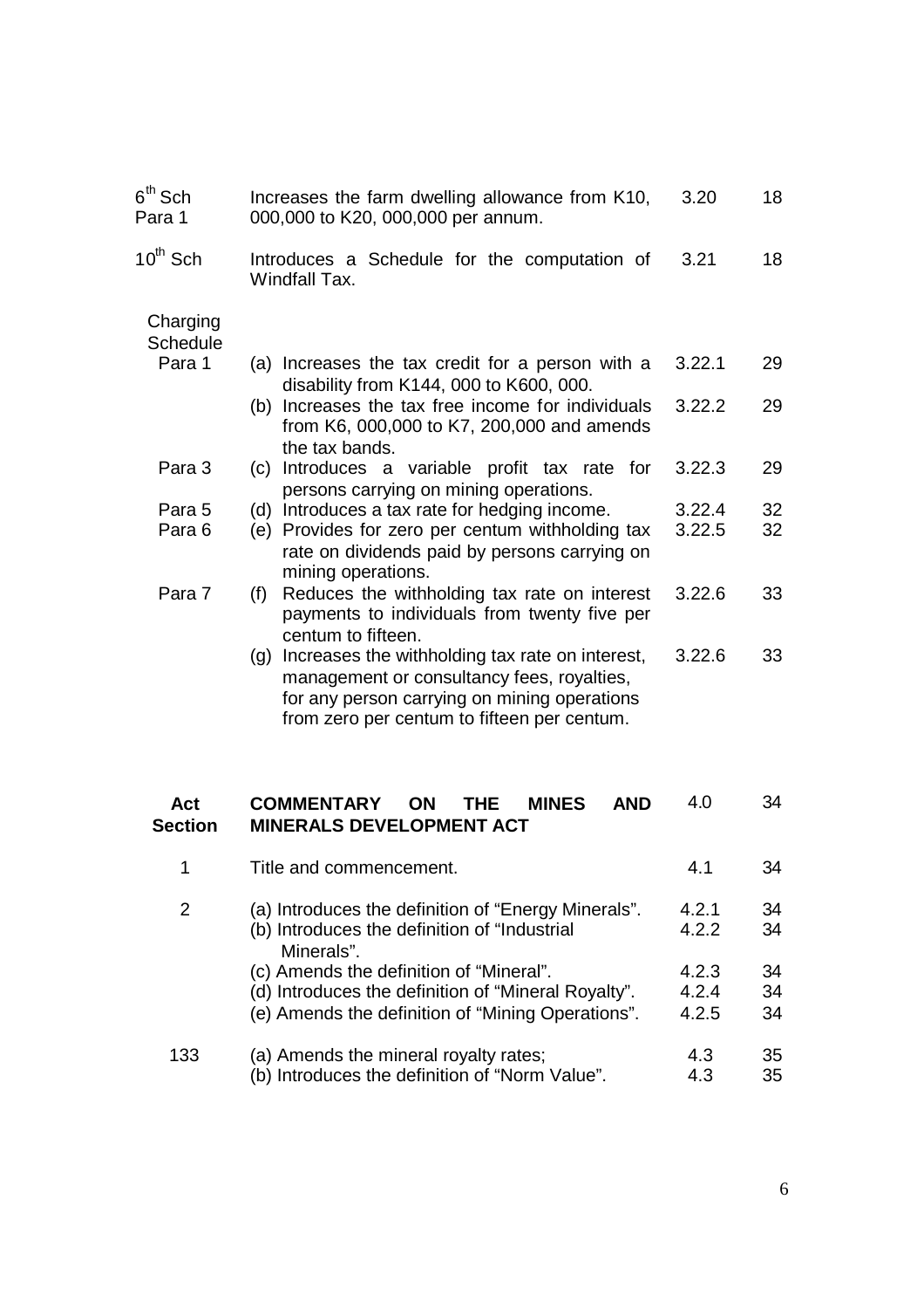| | | | |
|---|---|---|---|
| 6th Sch Para 1 | Increases the farm dwelling allowance from K10, 000,000 to K20, 000,000 per annum. | 3.20 | 18 |
| 10th Sch | Introduces a Schedule for the computation of Windfall Tax. | 3.21 | 18 |
| Charging Schedule | | | |
| Para 1 | (a) Increases the tax credit for a person with a disability from K144, 000 to K600, 000. | 3.22.1 | 29 |
| | (b) Increases the tax free income for individuals from K6, 000,000 to K7, 200,000 and amends the tax bands. | 3.22.2 | 29 |
| Para 3 | (c) Introduces a variable profit tax rate for persons carrying on mining operations. | 3.22.3 | 29 |
| Para 5 | (d) Introduces a tax rate for hedging income. | 3.22.4 | 32 |
| Para 6 | (e) Provides for zero per centum withholding tax rate on dividends paid by persons carrying on mining operations. | 3.22.5 | 32 |
| Para 7 | (f) Reduces the withholding tax rate on interest payments to individuals from twenty five per centum to fifteen. | 3.22.6 | 33 |
| | (g) Increases the withholding tax rate on interest, management or consultancy fees, royalties, for any person carrying on mining operations from zero per centum to fifteen per centum. | 3.22.6 | 33 |

| **Act Section** | **COMMENTARY ON THE MINES AND MINERALS DEVELOPMENT ACT** | 4.0 | 34 |
|---|---|---|---|
| 1 | Title and commencement. | 4.1 | 34 |
| 2 | (a) Introduces the definition of "Energy Minerals". | 4.2.1 | 34 |
| | (b) Introduces the definition of "Industrial Minerals". | 4.2.2 | 34 |
| | (c) Amends the definition of "Mineral". | 4.2.3 | 34 |
| | (d) Introduces the definition of "Mineral Royalty". | 4.2.4 | 34 |
| | (e) Amends the definition of "Mining Operations". | 4.2.5 | 34 |
| 133 | (a) Amends the mineral royalty rates; | 4.3 | 35 |
| | (b) Introduces the definition of "Norm Value". | 4.3 | 35 |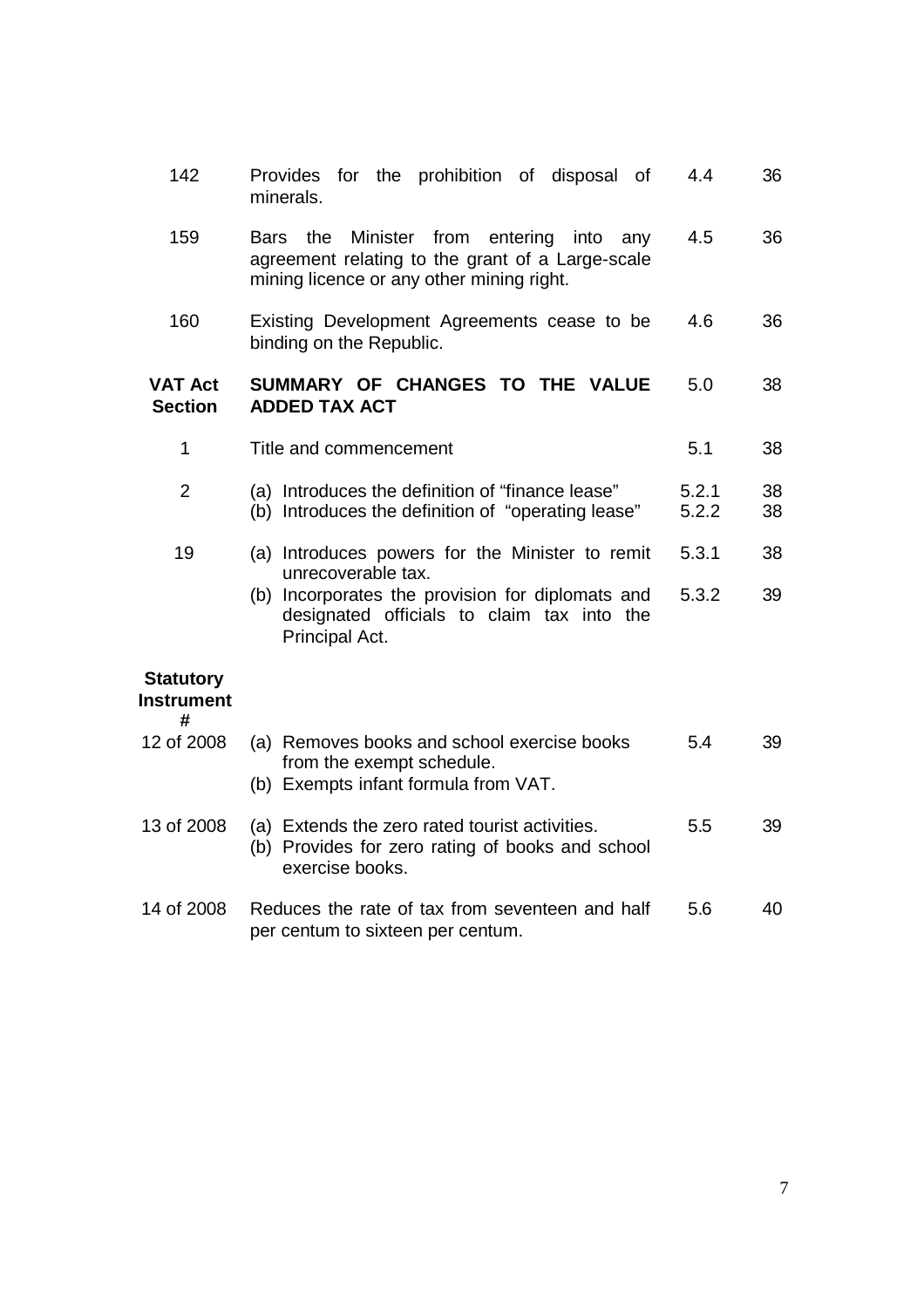| | | | |
|---|---|---|---|
| 142 | Provides for the prohibition of disposal of minerals. | 4.4 | 36 |
| 159 | Bars the Minister from entering into any agreement relating to the grant of a Large-scale mining licence or any other mining right. | 4.5 | 36 |
| 160 | Existing Development Agreements cease to be binding on the Republic. | 4.6 | 36 |
| **VAT Act Section** | **SUMMARY OF CHANGES TO THE VALUE ADDED TAX ACT** | 5.0 | 38 |
| 1 | Title and commencement | 5.1 | 38 |
| 2 | (a) Introduces the definition of "finance lease" | 5.2.1 | 38 |
| | (b) Introduces the definition of "operating lease" | 5.2.2 | 38 |
| 19 | (a) Introduces powers for the Minister to remit unrecoverable tax. | 5.3.1 | 38 |
| | (b) Incorporates the provision for diplomats and designated officials to claim tax into the Principal Act. | 5.3.2 | 39 |
| **Statutory Instrument #** | | | |
| 12 of 2008 | (a) Removes books and school exercise books from the exempt schedule.<br>(b) Exempts infant formula from VAT. | 5.4 | 39 |
| 13 of 2008 | (a) Extends the zero rated tourist activities.<br>(b) Provides for zero rating of books and school exercise books. | 5.5 | 39 |
| 14 of 2008 | Reduces the rate of tax from seventeen and half per centum to sixteen per centum. | 5.6 | 40 |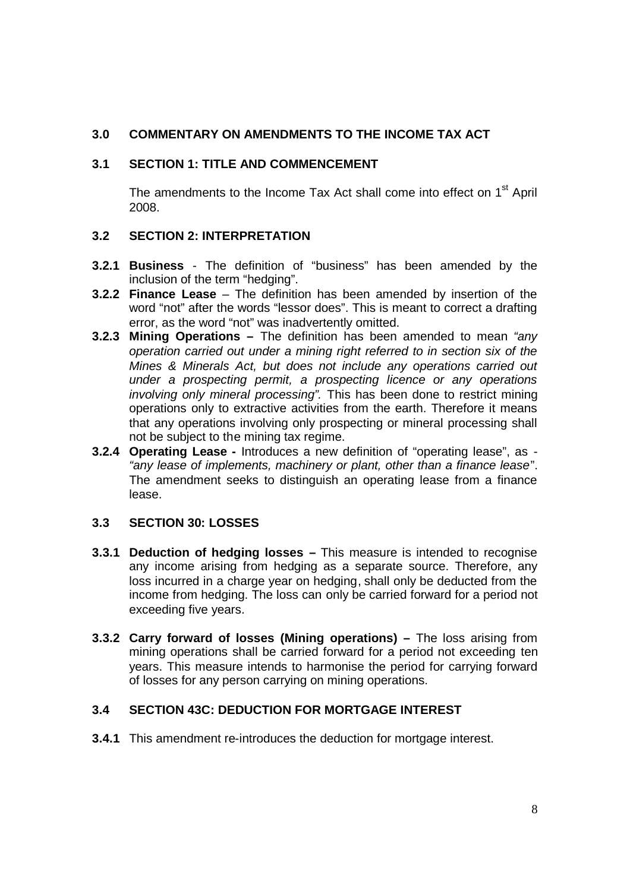## 3.0 COMMENTARY ON AMENDMENTS TO THE INCOME TAX ACT

### 3.1 SECTION 1: TITLE AND COMMENCEMENT

The amendments to the Income Tax Act shall come into effect on 1st April 2008.

### 3.2 SECTION 2: INTERPRETATION

**3.2.1 Business** - The definition of "business" has been amended by the inclusion of the term "hedging".

**3.2.2 Finance Lease** – The definition has been amended by insertion of the word "not" after the words "lessor does". This is meant to correct a drafting error, as the word "not" was inadvertently omitted.

**3.2.3 Mining Operations –** The definition has been amended to mean *"any operation carried out under a mining right referred to in section six of the Mines & Minerals Act, but does not include any operations carried out under a prospecting permit, a prospecting licence or any operations involving only mineral processing".* This has been done to restrict mining operations only to extractive activities from the earth. Therefore it means that any operations involving only prospecting or mineral processing shall not be subject to the mining tax regime.

**3.2.4 Operating Lease -** Introduces a new definition of "operating lease", as - *"any lease of implements, machinery or plant, other than a finance lease"*. The amendment seeks to distinguish an operating lease from a finance lease.

### 3.3 SECTION 30: LOSSES

**3.3.1 Deduction of hedging losses –** This measure is intended to recognise any income arising from hedging as a separate source. Therefore, any loss incurred in a charge year on hedging, shall only be deducted from the income from hedging. The loss can only be carried forward for a period not exceeding five years.

**3.3.2 Carry forward of losses (Mining operations) –** The loss arising from mining operations shall be carried forward for a period not exceeding ten years. This measure intends to harmonise the period for carrying forward of losses for any person carrying on mining operations.

### 3.4 SECTION 43C: DEDUCTION FOR MORTGAGE INTEREST

**3.4.1** This amendment re-introduces the deduction for mortgage interest.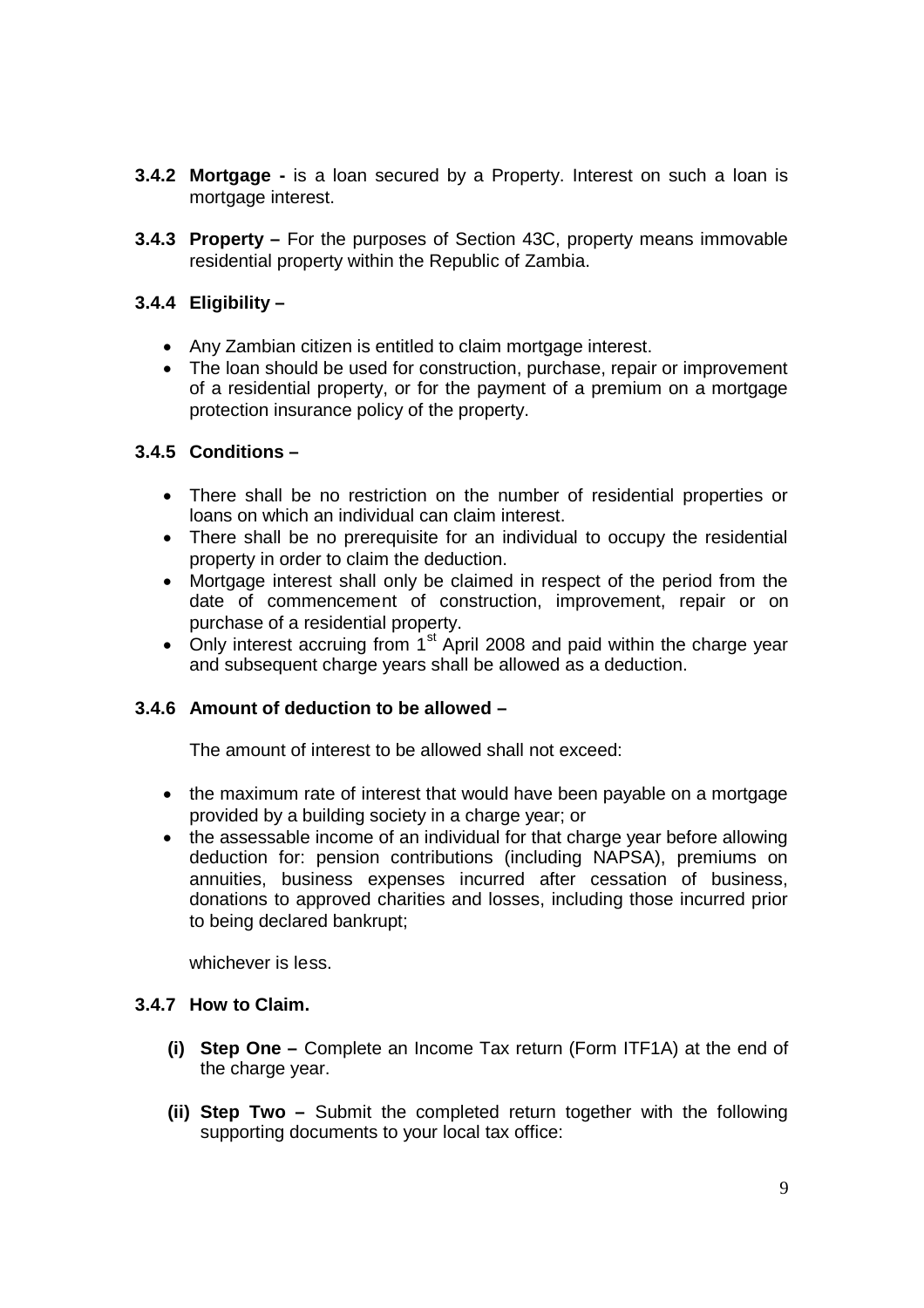**3.4.2 Mortgage -** is a loan secured by a Property. Interest on such a loan is mortgage interest.

**3.4.3 Property –** For the purposes of Section 43C, property means immovable residential property within the Republic of Zambia.

**3.4.4 Eligibility –**

- Any Zambian citizen is entitled to claim mortgage interest.
- The loan should be used for construction, purchase, repair or improvement of a residential property, or for the payment of a premium on a mortgage protection insurance policy of the property.

**3.4.5 Conditions –**

- There shall be no restriction on the number of residential properties or loans on which an individual can claim interest.
- There shall be no prerequisite for an individual to occupy the residential property in order to claim the deduction.
- Mortgage interest shall only be claimed in respect of the period from the date of commencement of construction, improvement, repair or on purchase of a residential property.
- Only interest accruing from 1st April 2008 and paid within the charge year and subsequent charge years shall be allowed as a deduction.

**3.4.6 Amount of deduction to be allowed –**

The amount of interest to be allowed shall not exceed:

- the maximum rate of interest that would have been payable on a mortgage provided by a building society in a charge year; or
- the assessable income of an individual for that charge year before allowing deduction for: pension contributions (including NAPSA), premiums on annuities, business expenses incurred after cessation of business, donations to approved charities and losses, including those incurred prior to being declared bankrupt;

whichever is less.

**3.4.7 How to Claim.**

**(i) Step One –** Complete an Income Tax return (Form ITF1A) at the end of the charge year.

**(ii) Step Two –** Submit the completed return together with the following supporting documents to your local tax office: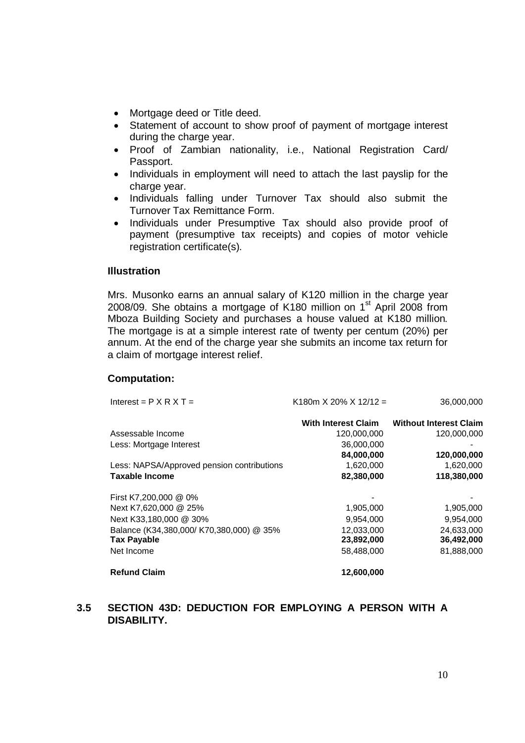- Mortgage deed or Title deed.
- Statement of account to show proof of payment of mortgage interest during the charge year.
- Proof of Zambian nationality, i.e., National Registration Card/ Passport.
- Individuals in employment will need to attach the last payslip for the charge year.
- Individuals falling under Turnover Tax should also submit the Turnover Tax Remittance Form.
- Individuals under Presumptive Tax should also provide proof of payment (presumptive tax receipts) and copies of motor vehicle registration certificate(s).

### Illustration

Mrs. Musonko earns an annual salary of K120 million in the charge year 2008/09. She obtains a mortgage of K180 million on 1st April 2008 from Mboza Building Society and purchases a house valued at K180 million. The mortgage is at a simple interest rate of twenty per centum (20%) per annum. At the end of the charge year she submits an income tax return for a claim of mortgage interest relief.

### Computation:

| | | |
|---|---|---|
| Interest = P X R X T = | K180m X 20% X 12/12 = | 36,000,000 |
| | **With Interest Claim** | **Without Interest Claim** |
| Assessable Income | 120,000,000 | 120,000,000 |
| Less: Mortgage Interest | 36,000,000 | - |
| | **84,000,000** | **120,000,000** |
| Less: NAPSA/Approved pension contributions | 1,620,000 | 1,620,000 |
| **Taxable Income** | **82,380,000** | **118,380,000** |
| First K7,200,000 @ 0% | - | - |
| Next K7,620,000 @ 25% | 1,905,000 | 1,905,000 |
| Next K33,180,000 @ 30% | 9,954,000 | 9,954,000 |
| Balance (K34,380,000/ K70,380,000) @ 35% | 12,033,000 | 24,633,000 |
| **Tax Payable** | **23,892,000** | **36,492,000** |
| Net Income | 58,488,000 | 81,888,000 |
| **Refund Claim** | **12,600,000** | |

## 3.5 SECTION 43D: DEDUCTION FOR EMPLOYING A PERSON WITH A DISABILITY.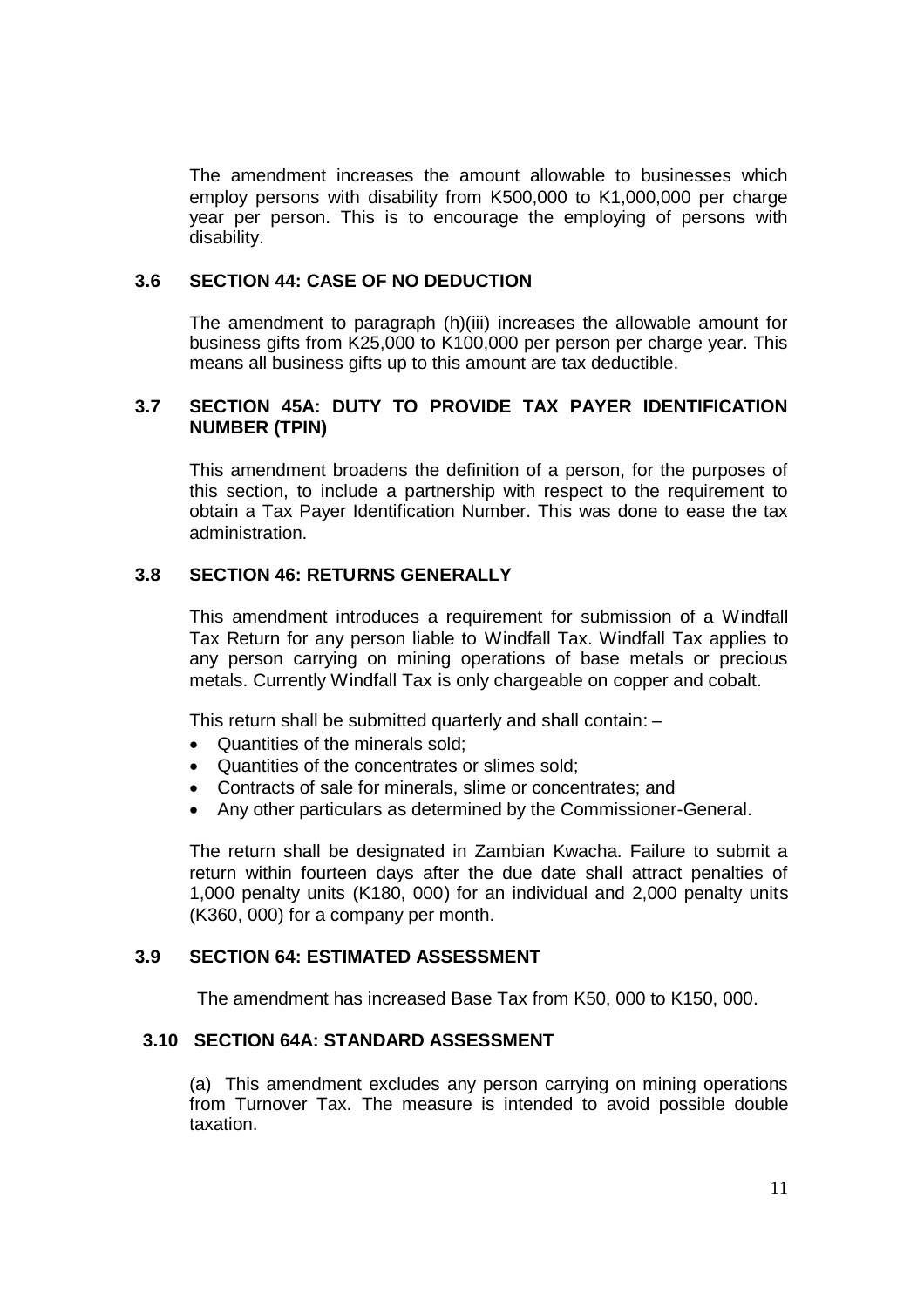The amendment increases the amount allowable to businesses which employ persons with disability from K500,000 to K1,000,000 per charge year per person. This is to encourage the employing of persons with disability.

### 3.6 SECTION 44: CASE OF NO DEDUCTION

The amendment to paragraph (h)(iii) increases the allowable amount for business gifts from K25,000 to K100,000 per person per charge year. This means all business gifts up to this amount are tax deductible.

### 3.7 SECTION 45A: DUTY TO PROVIDE TAX PAYER IDENTIFICATION NUMBER (TPIN)

This amendment broadens the definition of a person, for the purposes of this section, to include a partnership with respect to the requirement to obtain a Tax Payer Identification Number. This was done to ease the tax administration.

### 3.8 SECTION 46: RETURNS GENERALLY

This amendment introduces a requirement for submission of a Windfall Tax Return for any person liable to Windfall Tax. Windfall Tax applies to any person carrying on mining operations of base metals or precious metals. Currently Windfall Tax is only chargeable on copper and cobalt.

This return shall be submitted quarterly and shall contain: –

- Quantities of the minerals sold;
- Quantities of the concentrates or slimes sold;
- Contracts of sale for minerals, slime or concentrates; and
- Any other particulars as determined by the Commissioner-General.

The return shall be designated in Zambian Kwacha. Failure to submit a return within fourteen days after the due date shall attract penalties of 1,000 penalty units (K180, 000) for an individual and 2,000 penalty units (K360, 000) for a company per month.

### 3.9 SECTION 64: ESTIMATED ASSESSMENT

The amendment has increased Base Tax from K50, 000 to K150, 000.

### 3.10 SECTION 64A: STANDARD ASSESSMENT

(a) This amendment excludes any person carrying on mining operations from Turnover Tax. The measure is intended to avoid possible double taxation.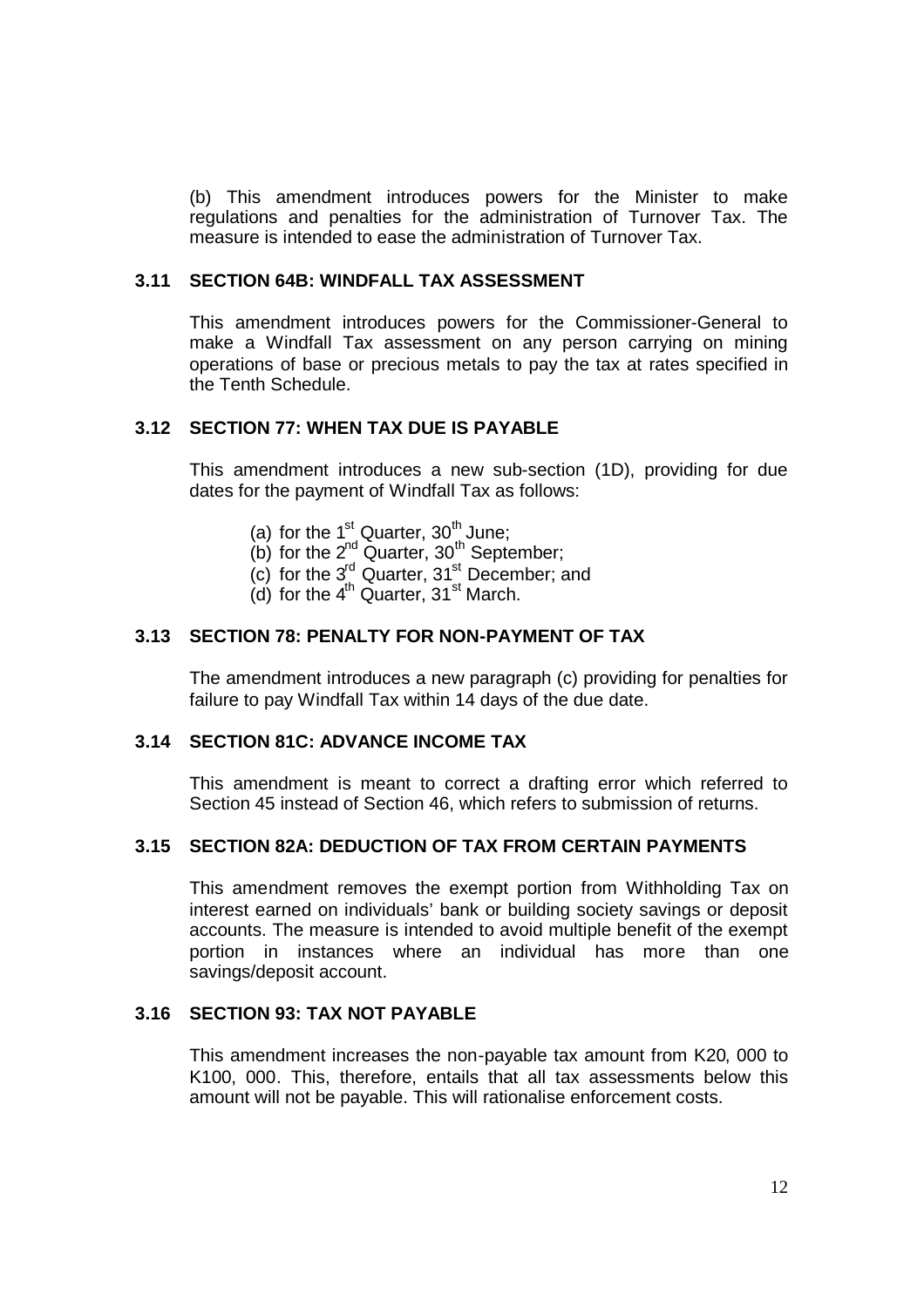(b) This amendment introduces powers for the Minister to make regulations and penalties for the administration of Turnover Tax. The measure is intended to ease the administration of Turnover Tax.

### 3.11 SECTION 64B: WINDFALL TAX ASSESSMENT

This amendment introduces powers for the Commissioner-General to make a Windfall Tax assessment on any person carrying on mining operations of base or precious metals to pay the tax at rates specified in the Tenth Schedule.

### 3.12 SECTION 77: WHEN TAX DUE IS PAYABLE

This amendment introduces a new sub-section (1D), providing for due dates for the payment of Windfall Tax as follows:

(a) for the 1st Quarter, 30th June;
(b) for the 2nd Quarter, 30th September;
(c) for the 3rd Quarter, 31st December; and
(d) for the 4th Quarter, 31st March.

### 3.13 SECTION 78: PENALTY FOR NON-PAYMENT OF TAX

The amendment introduces a new paragraph (c) providing for penalties for failure to pay Windfall Tax within 14 days of the due date.

### 3.14 SECTION 81C: ADVANCE INCOME TAX

This amendment is meant to correct a drafting error which referred to Section 45 instead of Section 46, which refers to submission of returns.

### 3.15 SECTION 82A: DEDUCTION OF TAX FROM CERTAIN PAYMENTS

This amendment removes the exempt portion from Withholding Tax on interest earned on individuals' bank or building society savings or deposit accounts. The measure is intended to avoid multiple benefit of the exempt portion in instances where an individual has more than one savings/deposit account.

### 3.16 SECTION 93: TAX NOT PAYABLE

This amendment increases the non-payable tax amount from K20, 000 to K100, 000. This, therefore, entails that all tax assessments below this amount will not be payable. This will rationalise enforcement costs.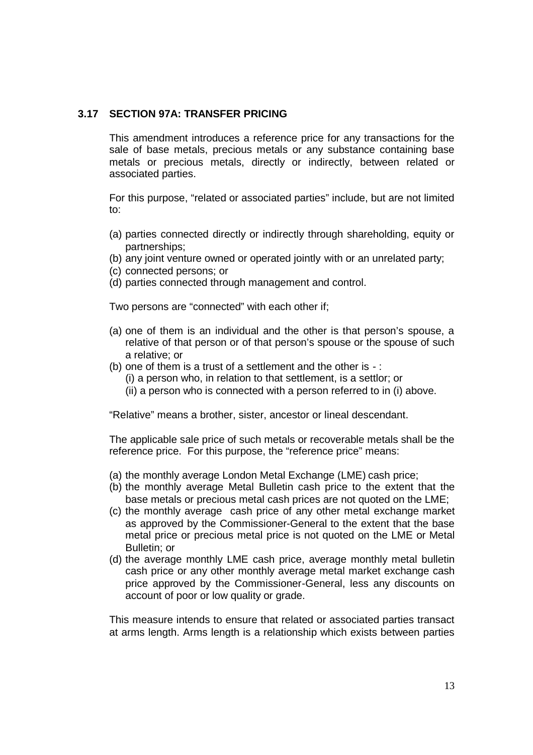### 3.17 SECTION 97A: TRANSFER PRICING

This amendment introduces a reference price for any transactions for the sale of base metals, precious metals or any substance containing base metals or precious metals, directly or indirectly, between related or associated parties.

For this purpose, "related or associated parties" include, but are not limited to:

(a) parties connected directly or indirectly through shareholding, equity or partnerships;
(b) any joint venture owned or operated jointly with or an unrelated party;
(c) connected persons; or
(d) parties connected through management and control.

Two persons are "connected" with each other if;

(a) one of them is an individual and the other is that person's spouse, a relative of that person or of that person's spouse or the spouse of such a relative; or
(b) one of them is a trust of a settlement and the other is - :
    (i) a person who, in relation to that settlement, is a settlor; or
    (ii) a person who is connected with a person referred to in (i) above.

"Relative" means a brother, sister, ancestor or lineal descendant.

The applicable sale price of such metals or recoverable metals shall be the reference price. For this purpose, the "reference price" means:

(a) the monthly average London Metal Exchange (LME) cash price;
(b) the monthly average Metal Bulletin cash price to the extent that the base metals or precious metal cash prices are not quoted on the LME;
(c) the monthly average cash price of any other metal exchange market as approved by the Commissioner-General to the extent that the base metal price or precious metal price is not quoted on the LME or Metal Bulletin; or
(d) the average monthly LME cash price, average monthly metal bulletin cash price or any other monthly average metal market exchange cash price approved by the Commissioner-General, less any discounts on account of poor or low quality or grade.

This measure intends to ensure that related or associated parties transact at arms length. Arms length is a relationship which exists between parties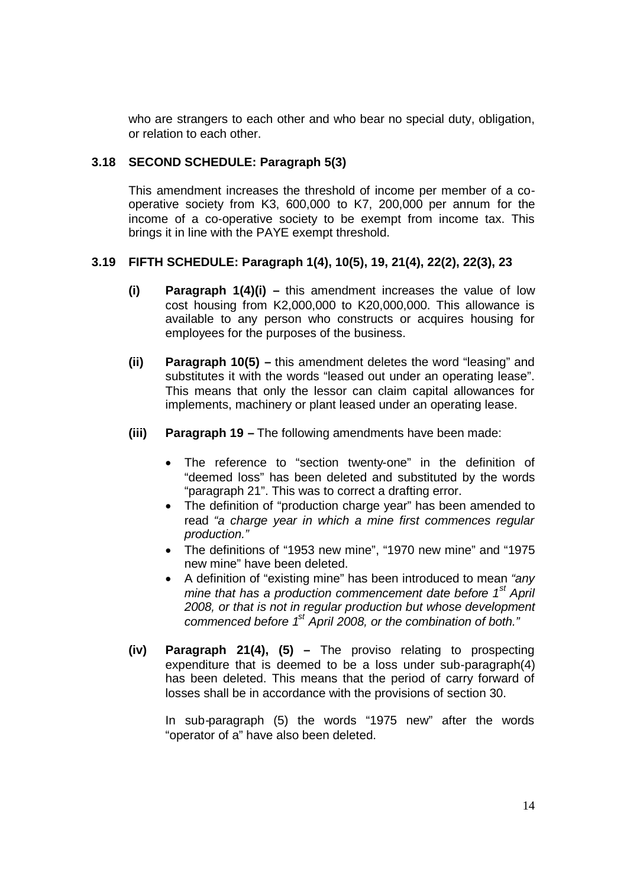who are strangers to each other and who bear no special duty, obligation, or relation to each other.

### 3.18 SECOND SCHEDULE: Paragraph 5(3)

This amendment increases the threshold of income per member of a co-operative society from K3, 600,000 to K7, 200,000 per annum for the income of a co-operative society to be exempt from income tax. This brings it in line with the PAYE exempt threshold.

### 3.19 FIFTH SCHEDULE: Paragraph 1(4), 10(5), 19, 21(4), 22(2), 22(3), 23

**(i) Paragraph 1(4)(i) –** this amendment increases the value of low cost housing from K2,000,000 to K20,000,000. This allowance is available to any person who constructs or acquires housing for employees for the purposes of the business.

**(ii) Paragraph 10(5) –** this amendment deletes the word "leasing" and substitutes it with the words "leased out under an operating lease". This means that only the lessor can claim capital allowances for implements, machinery or plant leased under an operating lease.

**(iii) Paragraph 19 –** The following amendments have been made:

- The reference to "section twenty-one" in the definition of "deemed loss" has been deleted and substituted by the words "paragraph 21". This was to correct a drafting error.
- The definition of "production charge year" has been amended to read *"a charge year in which a mine first commences regular production."*
- The definitions of "1953 new mine", "1970 new mine" and "1975 new mine" have been deleted.
- A definition of "existing mine" has been introduced to mean *"any mine that has a production commencement date before 1st April 2008, or that is not in regular production but whose development commenced before 1st April 2008, or the combination of both."*

**(iv) Paragraph 21(4), (5) –** The proviso relating to prospecting expenditure that is deemed to be a loss under sub-paragraph(4) has been deleted. This means that the period of carry forward of losses shall be in accordance with the provisions of section 30.

In sub-paragraph (5) the words "1975 new" after the words "operator of a" have also been deleted.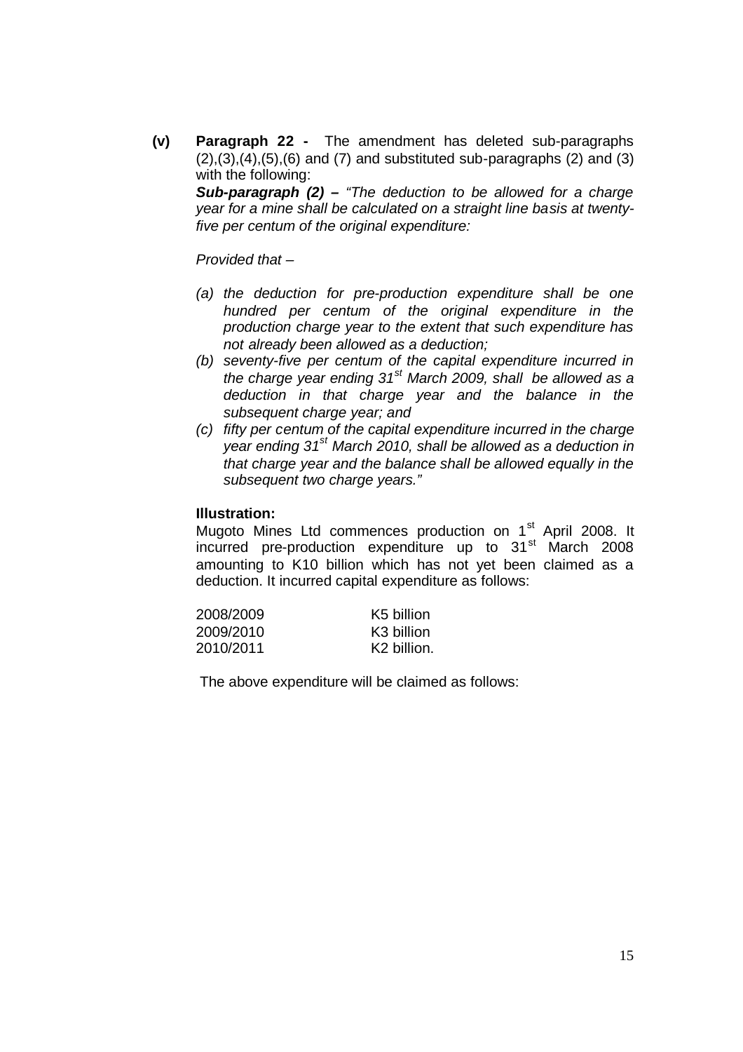**(v) Paragraph 22 -** The amendment has deleted sub-paragraphs (2),(3),(4),(5),(6) and (7) and substituted sub-paragraphs (2) and (3) with the following:

***Sub-paragraph (2) –*** *"The deduction to be allowed for a charge year for a mine shall be calculated on a straight line basis at twenty-five per centum of the original expenditure:*

*Provided that –*

*(a) the deduction for pre-production expenditure shall be one hundred per centum of the original expenditure in the production charge year to the extent that such expenditure has not already been allowed as a deduction;*

*(b) seventy-five per centum of the capital expenditure incurred in the charge year ending 31st March 2009, shall be allowed as a deduction in that charge year and the balance in the subsequent charge year; and*

*(c) fifty per centum of the capital expenditure incurred in the charge year ending 31st March 2010, shall be allowed as a deduction in that charge year and the balance shall be allowed equally in the subsequent two charge years."*

**Illustration:**

Mugoto Mines Ltd commences production on 1st April 2008. It incurred pre-production expenditure up to 31st March 2008 amounting to K10 billion which has not yet been claimed as a deduction. It incurred capital expenditure as follows:

| | |
|---|---|
| 2008/2009 | K5 billion |
| 2009/2010 | K3 billion |
| 2010/2011 | K2 billion. |

The above expenditure will be claimed as follows: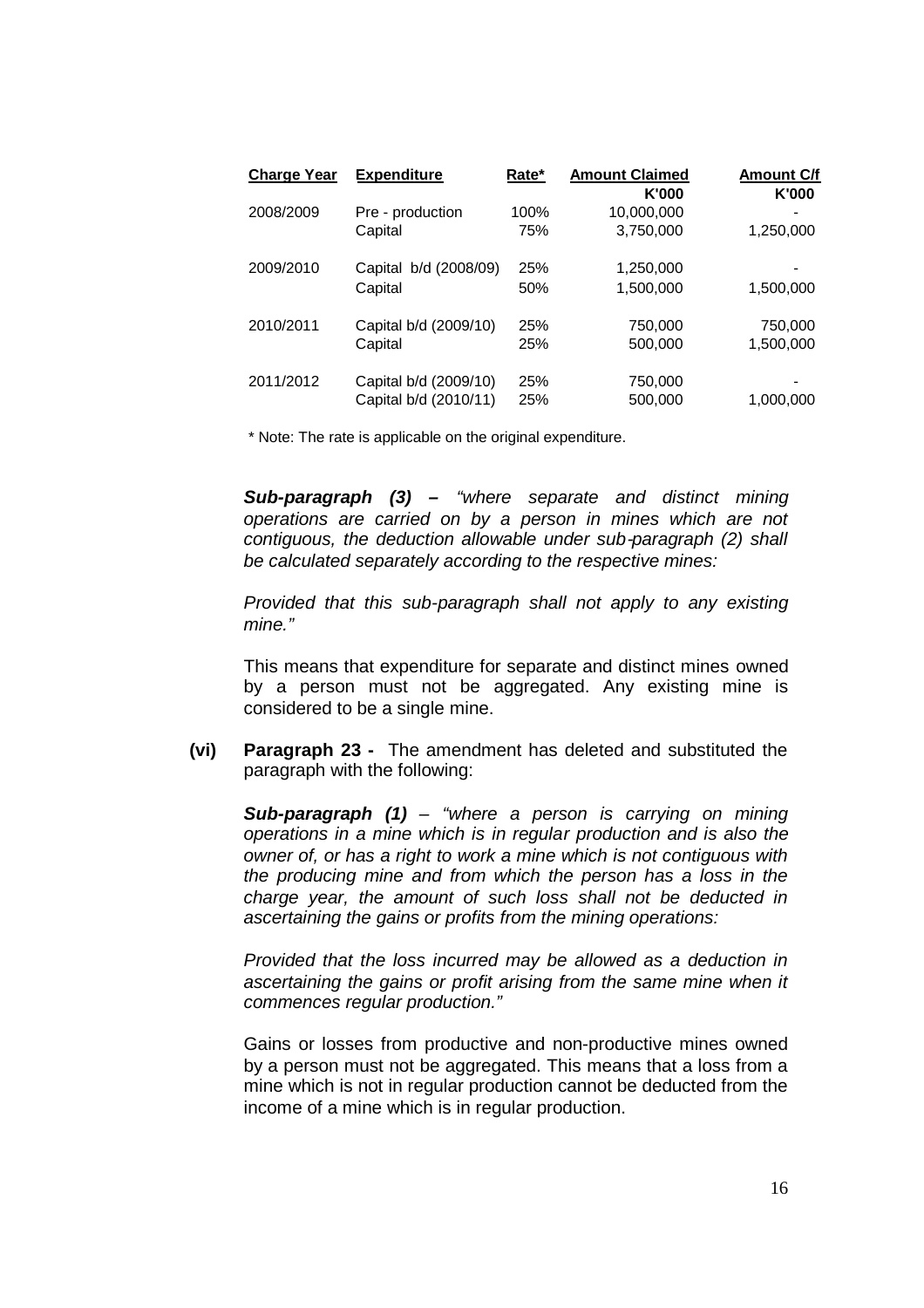| Charge Year | Expenditure | Rate* | Amount Claimed | Amount C/f |
|---|---|---|---|---|
| | | | K'000 | K'000 |
| 2008/2009 | Pre - production | 100% | 10,000,000 | - |
| | Capital | 75% | 3,750,000 | 1,250,000 |
| 2009/2010 | Capital b/d (2008/09) | 25% | 1,250,000 | - |
| | Capital | 50% | 1,500,000 | 1,500,000 |
| 2010/2011 | Capital b/d (2009/10) | 25% | 750,000 | 750,000 |
| | Capital | 25% | 500,000 | 1,500,000 |
| 2011/2012 | Capital b/d (2009/10) | 25% | 750,000 | - |
| | Capital b/d (2010/11) | 25% | 500,000 | 1,000,000 |

\* Note: The rate is applicable on the original expenditure.

***Sub-paragraph (3) –*** *"where separate and distinct mining operations are carried on by a person in mines which are not contiguous, the deduction allowable under sub-paragraph (2) shall be calculated separately according to the respective mines:*

*Provided that this sub-paragraph shall not apply to any existing mine."*

This means that expenditure for separate and distinct mines owned by a person must not be aggregated. Any existing mine is considered to be a single mine.

**(vi)** **Paragraph 23 -** The amendment has deleted and substituted the paragraph with the following:

***Sub-paragraph (1)*** *– "where a person is carrying on mining operations in a mine which is in regular production and is also the owner of, or has a right to work a mine which is not contiguous with the producing mine and from which the person has a loss in the charge year, the amount of such loss shall not be deducted in ascertaining the gains or profits from the mining operations:*

*Provided that the loss incurred may be allowed as a deduction in ascertaining the gains or profit arising from the same mine when it commences regular production."*

Gains or losses from productive and non-productive mines owned by a person must not be aggregated. This means that a loss from a mine which is not in regular production cannot be deducted from the income of a mine which is in regular production.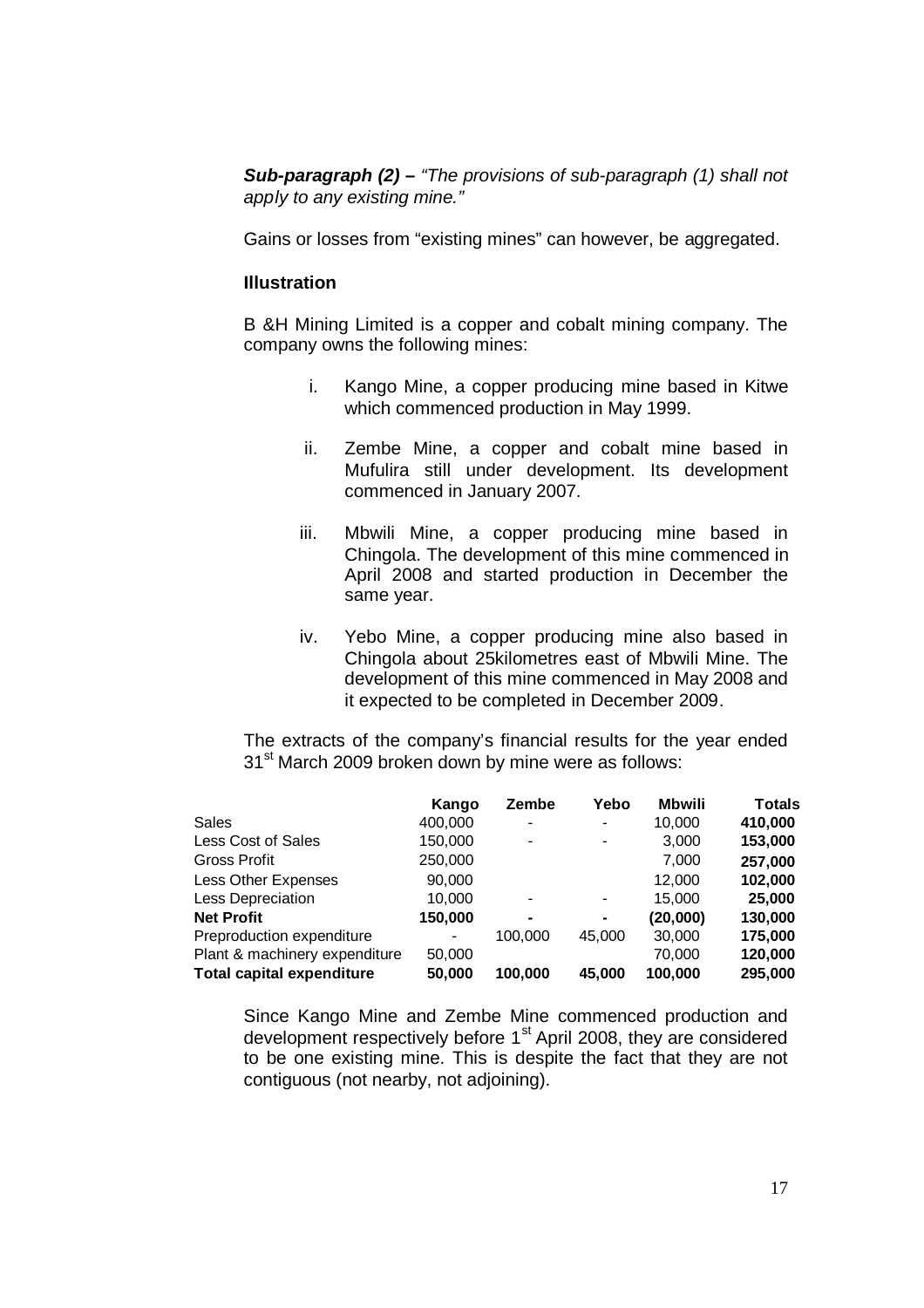***Sub-paragraph (2) –*** *"The provisions of sub-paragraph (1) shall not apply to any existing mine."*

Gains or losses from "existing mines" can however, be aggregated.

**Illustration**

B &H Mining Limited is a copper and cobalt mining company. The company owns the following mines:

i. Kango Mine, a copper producing mine based in Kitwe which commenced production in May 1999.

ii. Zembe Mine, a copper and cobalt mine based in Mufulira still under development. Its development commenced in January 2007.

iii. Mbwili Mine, a copper producing mine based in Chingola. The development of this mine commenced in April 2008 and started production in December the same year.

iv. Yebo Mine, a copper producing mine also based in Chingola about 25kilometres east of Mbwili Mine. The development of this mine commenced in May 2008 and it expected to be completed in December 2009.

The extracts of the company's financial results for the year ended 31st March 2009 broken down by mine were as follows:

| | **Kango** | **Zembe** | **Yebo** | **Mbwili** | **Totals** |
|---|---|---|---|---|---|
| Sales | 400,000 | - | - | 10,000 | **410,000** |
| Less Cost of Sales | 150,000 | - | - | 3,000 | **153,000** |
| Gross Profit | 250,000 | | | 7,000 | **257,000** |
| Less Other Expenses | 90,000 | | | 12,000 | **102,000** |
| Less Depreciation | 10,000 | - | - | 15,000 | **25,000** |
| **Net Profit** | **150,000** | **-** | **-** | **(20,000)** | **130,000** |
| Preproduction expenditure | - | 100,000 | 45,000 | 30,000 | **175,000** |
| Plant & machinery expenditure | 50,000 | | | 70,000 | **120,000** |
| **Total capital expenditure** | **50,000** | **100,000** | **45,000** | **100,000** | **295,000** |

Since Kango Mine and Zembe Mine commenced production and development respectively before 1st April 2008, they are considered to be one existing mine. This is despite the fact that they are not contiguous (not nearby, not adjoining).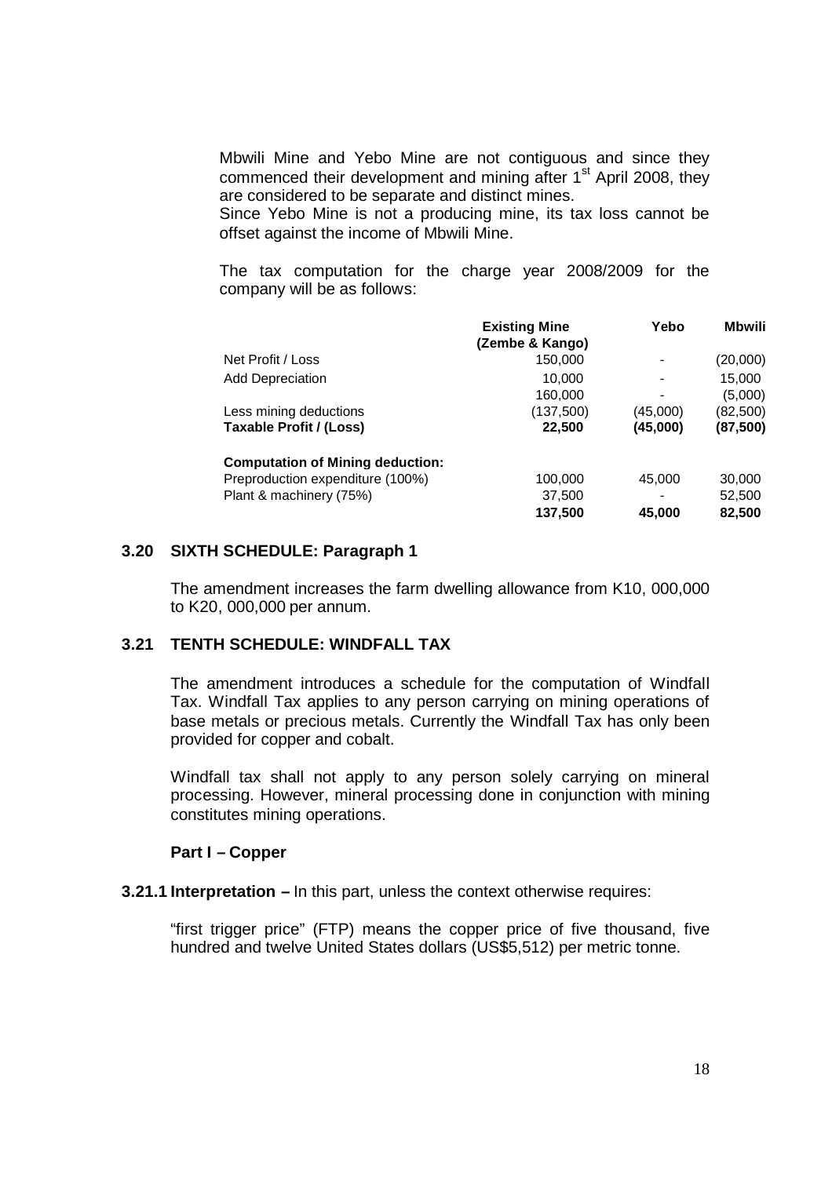Mbwili Mine and Yebo Mine are not contiguous and since they commenced their development and mining after 1st April 2008, they are considered to be separate and distinct mines.
Since Yebo Mine is not a producing mine, its tax loss cannot be offset against the income of Mbwili Mine.

The tax computation for the charge year 2008/2009 for the company will be as follows:

| | Existing Mine (Zembe & Kango) | Yebo | Mbwili |
|---|---|---|---|
| Net Profit / Loss | 150,000 | - | (20,000) |
| Add Depreciation | 10,000 | - | 15,000 |
| | 160,000 | - | (5,000) |
| Less mining deductions | (137,500) | (45,000) | (82,500) |
| **Taxable Profit / (Loss)** | **22,500** | **(45,000)** | **(87,500)** |
| | | | |
| **Computation of Mining deduction:** | | | |
| Preproduction expenditure (100%) | 100,000 | 45,000 | 30,000 |
| Plant & machinery (75%) | 37,500 | - | 52,500 |
| | **137,500** | **45,000** | **82,500** |

### 3.20 SIXTH SCHEDULE: Paragraph 1

The amendment increases the farm dwelling allowance from K10, 000,000 to K20, 000,000 per annum.

### 3.21 TENTH SCHEDULE: WINDFALL TAX

The amendment introduces a schedule for the computation of Windfall Tax. Windfall Tax applies to any person carrying on mining operations of base metals or precious metals. Currently the Windfall Tax has only been provided for copper and cobalt.

Windfall tax shall not apply to any person solely carrying on mineral processing. However, mineral processing done in conjunction with mining constitutes mining operations.

**Part I – Copper**

**3.21.1 Interpretation –** In this part, unless the context otherwise requires:

"first trigger price" (FTP) means the copper price of five thousand, five hundred and twelve United States dollars (US$5,512) per metric tonne.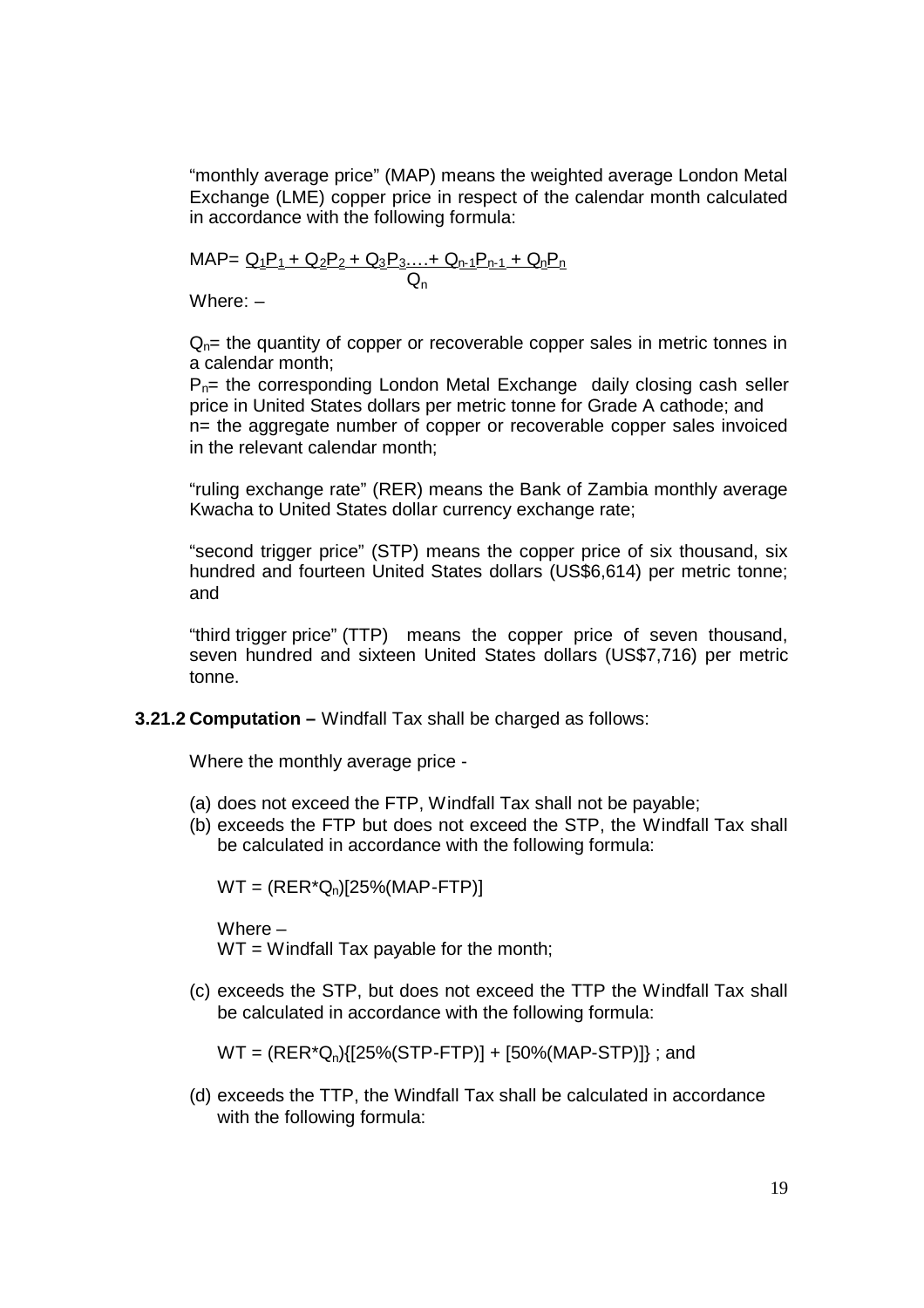"monthly average price" (MAP) means the weighted average London Metal Exchange (LME) copper price in respect of the calendar month calculated in accordance with the following formula:

$$MAP = \frac{Q_1P_1 + Q_2P_2 + Q_3P_3 \ldots + Q_{n-1}P_{n-1} + Q_nP_n}{Q_n}$$

Where: –

$Q_n$= the quantity of copper or recoverable copper sales in metric tonnes in a calendar month;

$P_n$= the corresponding London Metal Exchange daily closing cash seller price in United States dollars per metric tonne for Grade A cathode; and

n= the aggregate number of copper or recoverable copper sales invoiced in the relevant calendar month;

"ruling exchange rate" (RER) means the Bank of Zambia monthly average Kwacha to United States dollar currency exchange rate;

"second trigger price" (STP) means the copper price of six thousand, six hundred and fourteen United States dollars (US$6,614) per metric tonne; and

"third trigger price" (TTP) means the copper price of seven thousand, seven hundred and sixteen United States dollars (US$7,716) per metric tonne.

**3.21.2 Computation –** Windfall Tax shall be charged as follows:

Where the monthly average price -

(a) does not exceed the FTP, Windfall Tax shall not be payable;

(b) exceeds the FTP but does not exceed the STP, the Windfall Tax shall be calculated in accordance with the following formula:

$$WT = (RER*Q_n)[25\%(MAP-FTP)]$$

Where –
WT = Windfall Tax payable for the month;

(c) exceeds the STP, but does not exceed the TTP the Windfall Tax shall be calculated in accordance with the following formula:

$$WT = (RER*Q_n)\{[25\%(STP-FTP)] + [50\%(MAP-STP)]\}$$ ; and

(d) exceeds the TTP, the Windfall Tax shall be calculated in accordance with the following formula: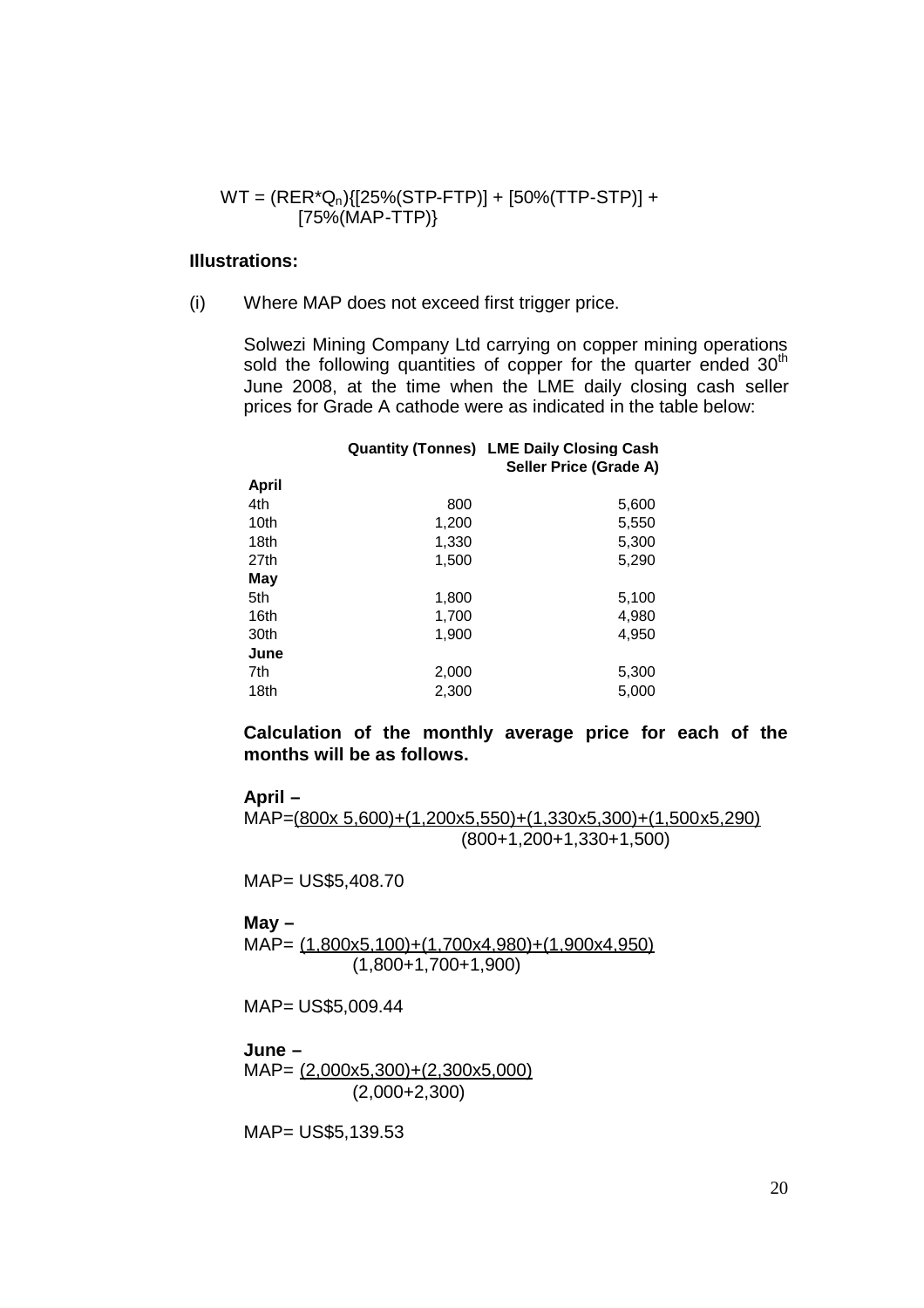$$WT = (RER*Q_n)\{[25\%(STP-FTP)] + [50\%(TTP-STP)] + [75\%(MAP-TTP)\}$$

**Illustrations:**

(i) Where MAP does not exceed first trigger price.

Solwezi Mining Company Ltd carrying on copper mining operations sold the following quantities of copper for the quarter ended 30th June 2008, at the time when the LME daily closing cash seller prices for Grade A cathode were as indicated in the table below:

| | Quantity (Tonnes) | LME Daily Closing Cash Seller Price (Grade A) |
|---|---|---|
| **April** | | |
| 4th | 800 | 5,600 |
| 10th | 1,200 | 5,550 |
| 18th | 1,330 | 5,300 |
| 27th | 1,500 | 5,290 |
| **May** | | |
| 5th | 1,800 | 5,100 |
| 16th | 1,700 | 4,980 |
| 30th | 1,900 | 4,950 |
| **June** | | |
| 7th | 2,000 | 5,300 |
| 18th | 2,300 | 5,000 |

**Calculation of the monthly average price for each of the months will be as follows.**

**April –**

$$MAP = \frac{(800\times 5{,}600)+(1{,}200\times 5{,}550)+(1{,}330\times 5{,}300)+(1{,}500\times 5{,}290)}{(800+1{,}200+1{,}330+1{,}500)}$$

MAP= US$5,408.70

**May –**

$$MAP = \frac{(1{,}800\times 5{,}100)+(1{,}700\times 4{,}980)+(1{,}900\times 4{,}950)}{(1{,}800+1{,}700+1{,}900)}$$

MAP= US$5,009.44

**June –**

$$MAP = \frac{(2{,}000\times 5{,}300)+(2{,}300\times 5{,}000)}{(2{,}000+2{,}300)}$$

MAP= US$5,139.53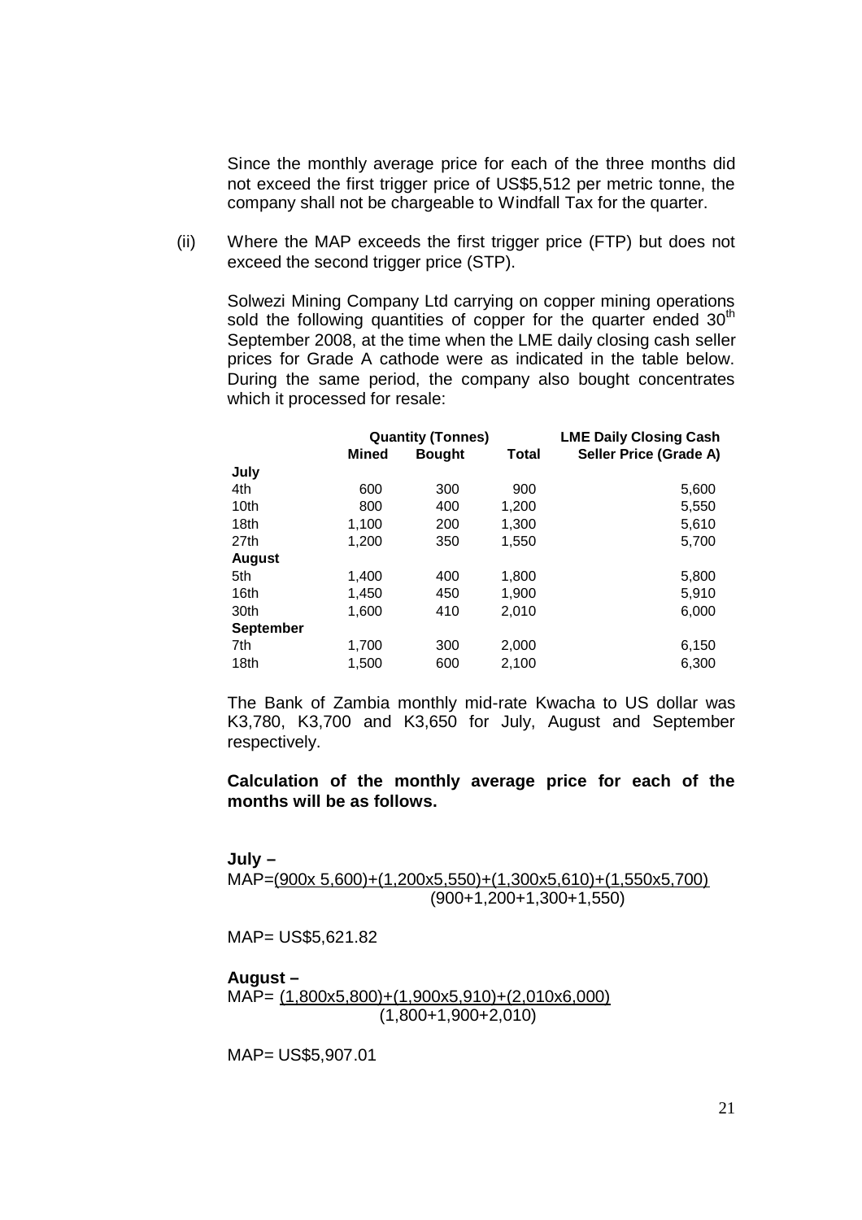Since the monthly average price for each of the three months did not exceed the first trigger price of US$5,512 per metric tonne, the company shall not be chargeable to Windfall Tax for the quarter.

(ii) Where the MAP exceeds the first trigger price (FTP) but does not exceed the second trigger price (STP).

Solwezi Mining Company Ltd carrying on copper mining operations sold the following quantities of copper for the quarter ended 30th September 2008, at the time when the LME daily closing cash seller prices for Grade A cathode were as indicated in the table below. During the same period, the company also bought concentrates which it processed for resale:

| | Quantity (Tonnes) | | | LME Daily Closing Cash |
|---|---|---|---|---|
| | **Mined** | **Bought** | **Total** | **Seller Price (Grade A)** |
| **July** | | | | |
| 4th | 600 | 300 | 900 | 5,600 |
| 10th | 800 | 400 | 1,200 | 5,550 |
| 18th | 1,100 | 200 | 1,300 | 5,610 |
| 27th | 1,200 | 350 | 1,550 | 5,700 |
| **August** | | | | |
| 5th | 1,400 | 400 | 1,800 | 5,800 |
| 16th | 1,450 | 450 | 1,900 | 5,910 |
| 30th | 1,600 | 410 | 2,010 | 6,000 |
| **September** | | | | |
| 7th | 1,700 | 300 | 2,000 | 6,150 |
| 18th | 1,500 | 600 | 2,100 | 6,300 |

The Bank of Zambia monthly mid-rate Kwacha to US dollar was K3,780, K3,700 and K3,650 for July, August and September respectively.

**Calculation of the monthly average price for each of the months will be as follows.**

**July –**

$$MAP = \frac{(900 \times 5{,}600)+(1{,}200 \times 5{,}550)+(1{,}300 \times 5{,}610)+(1{,}550 \times 5{,}700)}{(900+1{,}200+1{,}300+1{,}550)}$$

MAP= US$5,621.82

**August –**

$$MAP = \frac{(1{,}800 \times 5{,}800)+(1{,}900 \times 5{,}910)+(2{,}010 \times 6{,}000)}{(1{,}800+1{,}900+2{,}010)}$$

MAP= US$5,907.01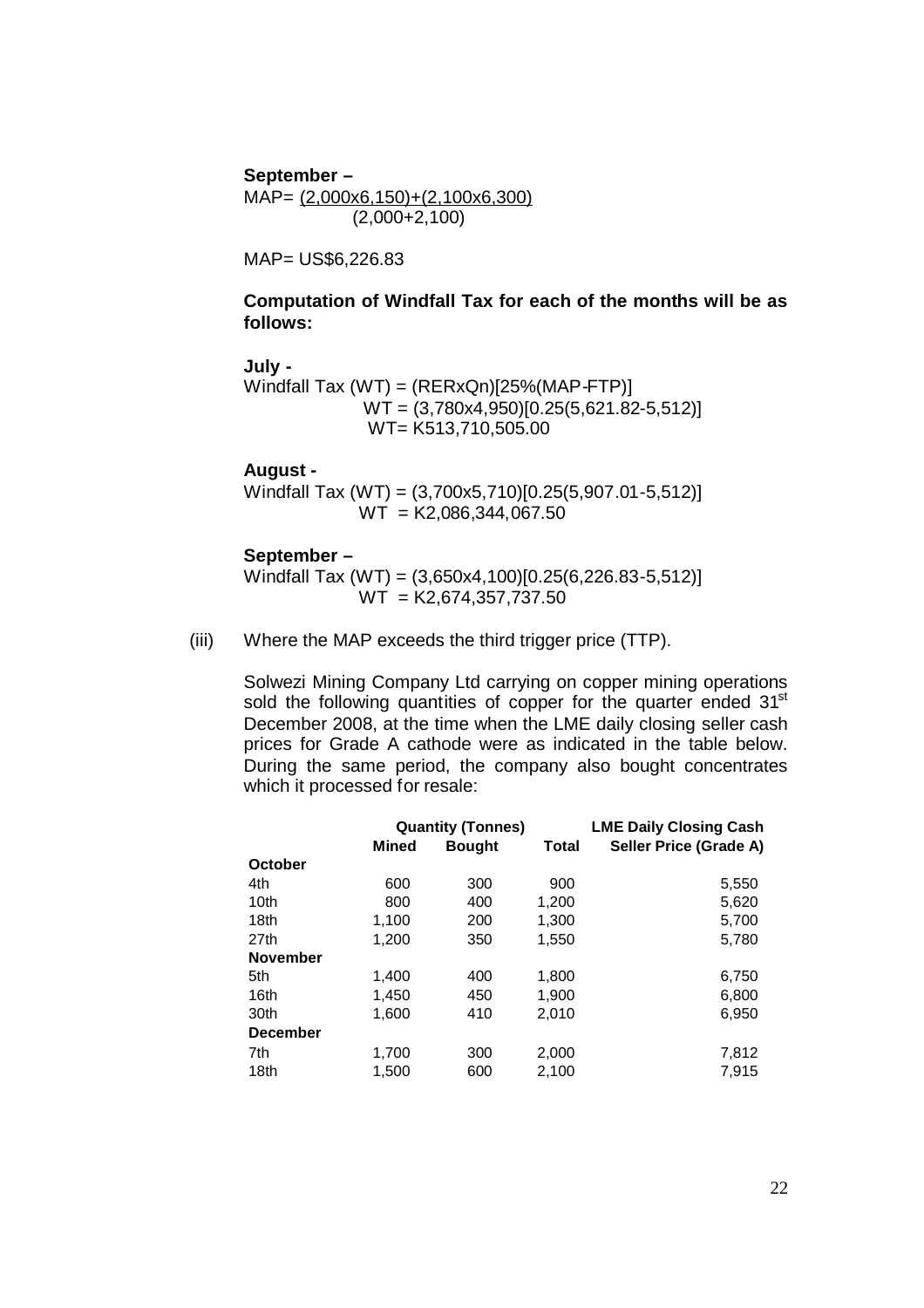**September –**

$$MAP = \frac{(2{,}000 \times 6{,}150)+(2{,}100 \times 6{,}300)}{(2{,}000+2{,}100)}$$

MAP= US$6,226.83

**Computation of Windfall Tax for each of the months will be as follows:**

**July -**

Windfall Tax (WT) = (RERxQn)[25%(MAP-FTP)]

WT = (3,780x4,950)[0.25(5,621.82-5,512)]

WT= K513,710,505.00

**August -**

Windfall Tax (WT) = (3,700x5,710)[0.25(5,907.01-5,512)]

WT = K2,086,344,067.50

**September –**

Windfall Tax (WT) = (3,650x4,100)[0.25(6,226.83-5,512)]

WT = K2,674,357,737.50

(iii) Where the MAP exceeds the third trigger price (TTP).

Solwezi Mining Company Ltd carrying on copper mining operations sold the following quantities of copper for the quarter ended 31st December 2008, at the time when the LME daily closing seller cash prices for Grade A cathode were as indicated in the table below. During the same period, the company also bought concentrates which it processed for resale:

| | Quantity (Tonnes) | | | LME Daily Closing Cash |
|---|---|---|---|---|
| | **Mined** | **Bought** | **Total** | **Seller Price (Grade A)** |
| **October** | | | | |
| 4th | 600 | 300 | 900 | 5,550 |
| 10th | 800 | 400 | 1,200 | 5,620 |
| 18th | 1,100 | 200 | 1,300 | 5,700 |
| 27th | 1,200 | 350 | 1,550 | 5,780 |
| **November** | | | | |
| 5th | 1,400 | 400 | 1,800 | 6,750 |
| 16th | 1,450 | 450 | 1,900 | 6,800 |
| 30th | 1,600 | 410 | 2,010 | 6,950 |
| **December** | | | | |
| 7th | 1,700 | 300 | 2,000 | 7,812 |
| 18th | 1,500 | 600 | 2,100 | 7,915 |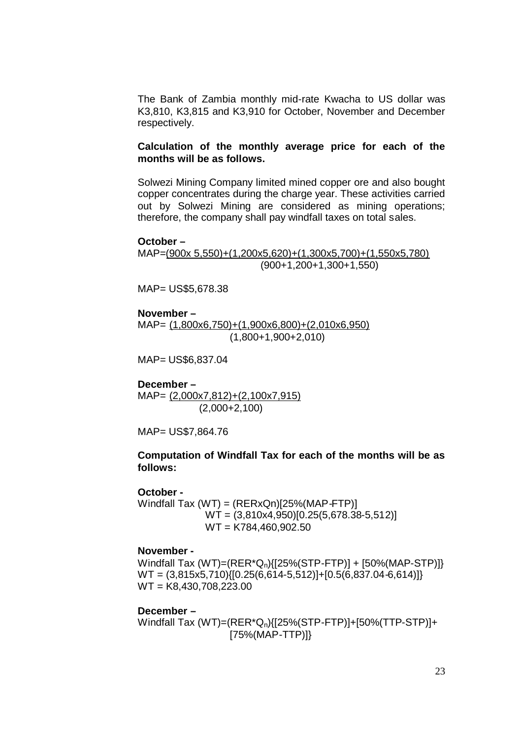The Bank of Zambia monthly mid-rate Kwacha to US dollar was K3,810, K3,815 and K3,910 for October, November and December respectively.

**Calculation of the monthly average price for each of the months will be as follows.**

Solwezi Mining Company limited mined copper ore and also bought copper concentrates during the charge year. These activities carried out by Solwezi Mining are considered as mining operations; therefore, the company shall pay windfall taxes on total sales.

**October –**

$$MAP = \frac{(900 \times 5{,}550)+(1{,}200 \times 5{,}620)+(1{,}300 \times 5{,}700)+(1{,}550 \times 5{,}780)}{(900+1{,}200+1{,}300+1{,}550)}$$

MAP= US$5,678.38

**November –**

$$MAP = \frac{(1{,}800 \times 6{,}750)+(1{,}900 \times 6{,}800)+(2{,}010 \times 6{,}950)}{(1{,}800+1{,}900+2{,}010)}$$

MAP= US$6,837.04

**December –**

$$MAP = \frac{(2{,}000 \times 7{,}812)+(2{,}100 \times 7{,}915)}{(2{,}000+2{,}100)}$$

MAP= US$7,864.76

**Computation of Windfall Tax for each of the months will be as follows:**

**October -**

Windfall Tax (WT) = $(RER \times Q_n)[25\%(MAP-FTP)]$

$WT = (3{,}810 \times 4{,}950)[0.25(5{,}678.38-5{,}512)]$

WT = K784,460,902.50

**November -**

Windfall Tax (WT)=$(RER*Q_n)\{[25\%(STP-FTP)] + [50\%(MAP-STP)]\}$

$WT = (3{,}815 \times 5{,}710)\{[0.25(6{,}614-5{,}512)]+[0.5(6{,}837.04-6{,}614)]\}$

WT = K8,430,708,223.00

**December –**

Windfall Tax (WT)=$(RER*Q_n)\{[25\%(STP-FTP)]+[50\%(TTP-STP)]+[75\%(MAP-TTP)]\}$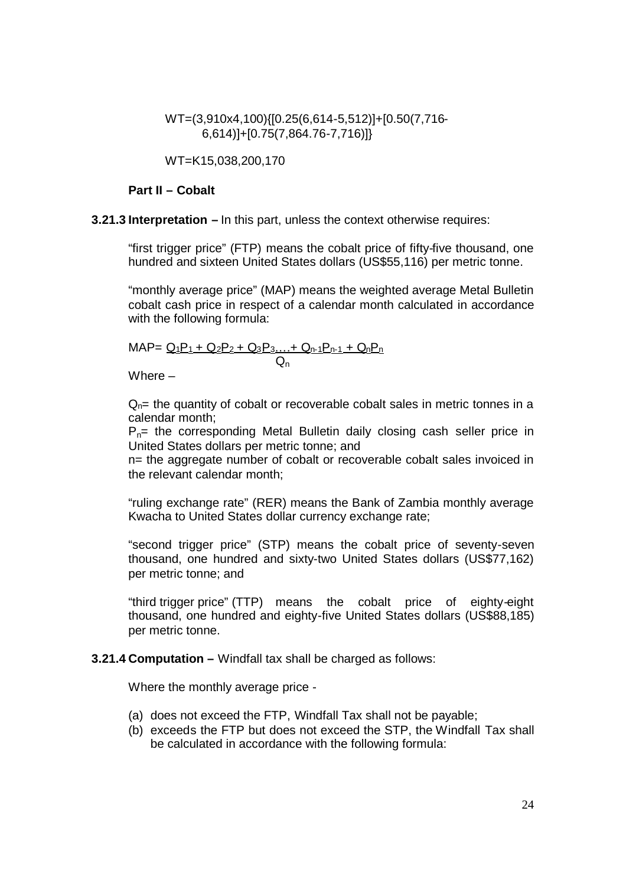$$WT=(3,910x4,100)\{[0.25(6,614-5,512)]+[0.50(7,716-6,614)]+[0.75(7,864.76-7,716)]\}$$

$$WT=K15,038,200,170$$

**Part II – Cobalt**

**3.21.3 Interpretation –** In this part, unless the context otherwise requires:

"first trigger price" (FTP) means the cobalt price of fifty-five thousand, one hundred and sixteen United States dollars (US$55,116) per metric tonne.

"monthly average price" (MAP) means the weighted average Metal Bulletin cobalt cash price in respect of a calendar month calculated in accordance with the following formula:

$$MAP= \frac{Q_1P_1 + Q_2P_2 + Q_3P_3....+ Q_{n-1}P_{n-1} + Q_nP_n}{Q_n}$$

Where –

$Q_n$= the quantity of cobalt or recoverable cobalt sales in metric tonnes in a calendar month;

$P_n$= the corresponding Metal Bulletin daily closing cash seller price in United States dollars per metric tonne; and

n= the aggregate number of cobalt or recoverable cobalt sales invoiced in the relevant calendar month;

"ruling exchange rate" (RER) means the Bank of Zambia monthly average Kwacha to United States dollar currency exchange rate;

"second trigger price" (STP) means the cobalt price of seventy-seven thousand, one hundred and sixty-two United States dollars (US$77,162) per metric tonne; and

"third trigger price" (TTP) means the cobalt price of eighty-eight thousand, one hundred and eighty-five United States dollars (US$88,185) per metric tonne.

**3.21.4 Computation –** Windfall tax shall be charged as follows:

Where the monthly average price -

(a) does not exceed the FTP, Windfall Tax shall not be payable;
(b) exceeds the FTP but does not exceed the STP, the Windfall Tax shall be calculated in accordance with the following formula: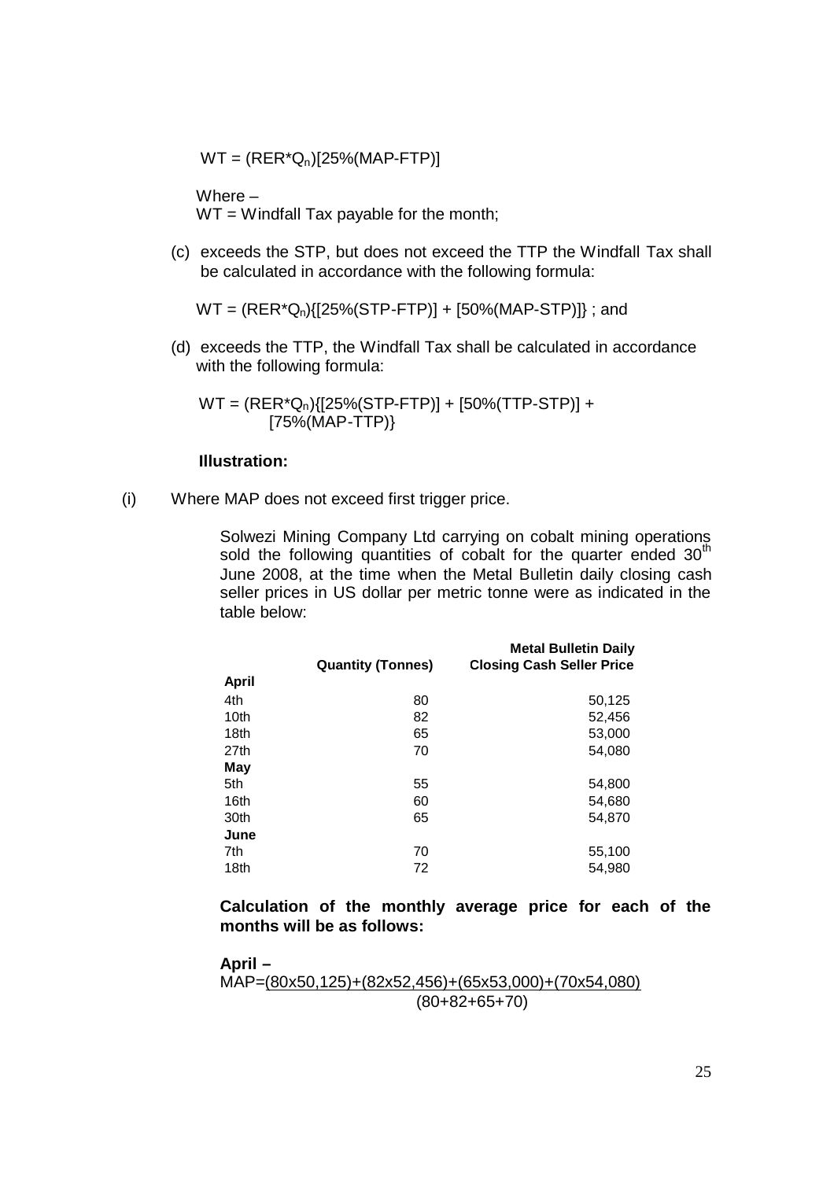$$WT = (RER^*Q_n)[25\%(MAP\text{-}FTP)]$$

Where –
WT = Windfall Tax payable for the month;

(c) exceeds the STP, but does not exceed the TTP the Windfall Tax shall be calculated in accordance with the following formula:

$$WT = (RER^*Q_n)\{[25\%(STP\text{-}FTP)] + [50\%(MAP\text{-}STP)]\}$$ ; and

(d) exceeds the TTP, the Windfall Tax shall be calculated in accordance with the following formula:

$$WT = (RER^*Q_n)\{[25\%(STP\text{-}FTP)] + [50\%(TTP\text{-}STP)] + [75\%(MAP\text{-}TTP)\}$$

**Illustration:**

(i) Where MAP does not exceed first trigger price.

Solwezi Mining Company Ltd carrying on cobalt mining operations sold the following quantities of cobalt for the quarter ended 30th June 2008, at the time when the Metal Bulletin daily closing cash seller prices in US dollar per metric tonne were as indicated in the table below:

| | **Quantity (Tonnes)** | **Metal Bulletin Daily Closing Cash Seller Price** |
|---|---|---|
| **April** | | |
| 4th | 80 | 50,125 |
| 10th | 82 | 52,456 |
| 18th | 65 | 53,000 |
| 27th | 70 | 54,080 |
| **May** | | |
| 5th | 55 | 54,800 |
| 16th | 60 | 54,680 |
| 30th | 65 | 54,870 |
| **June** | | |
| 7th | 70 | 55,100 |
| 18th | 72 | 54,980 |

**Calculation of the monthly average price for each of the months will be as follows:**

**April –**

$$MAP = \frac{(80 \times 50{,}125)+(82 \times 52{,}456)+(65 \times 53{,}000)+(70 \times 54{,}080)}{(80+82+65+70)}$$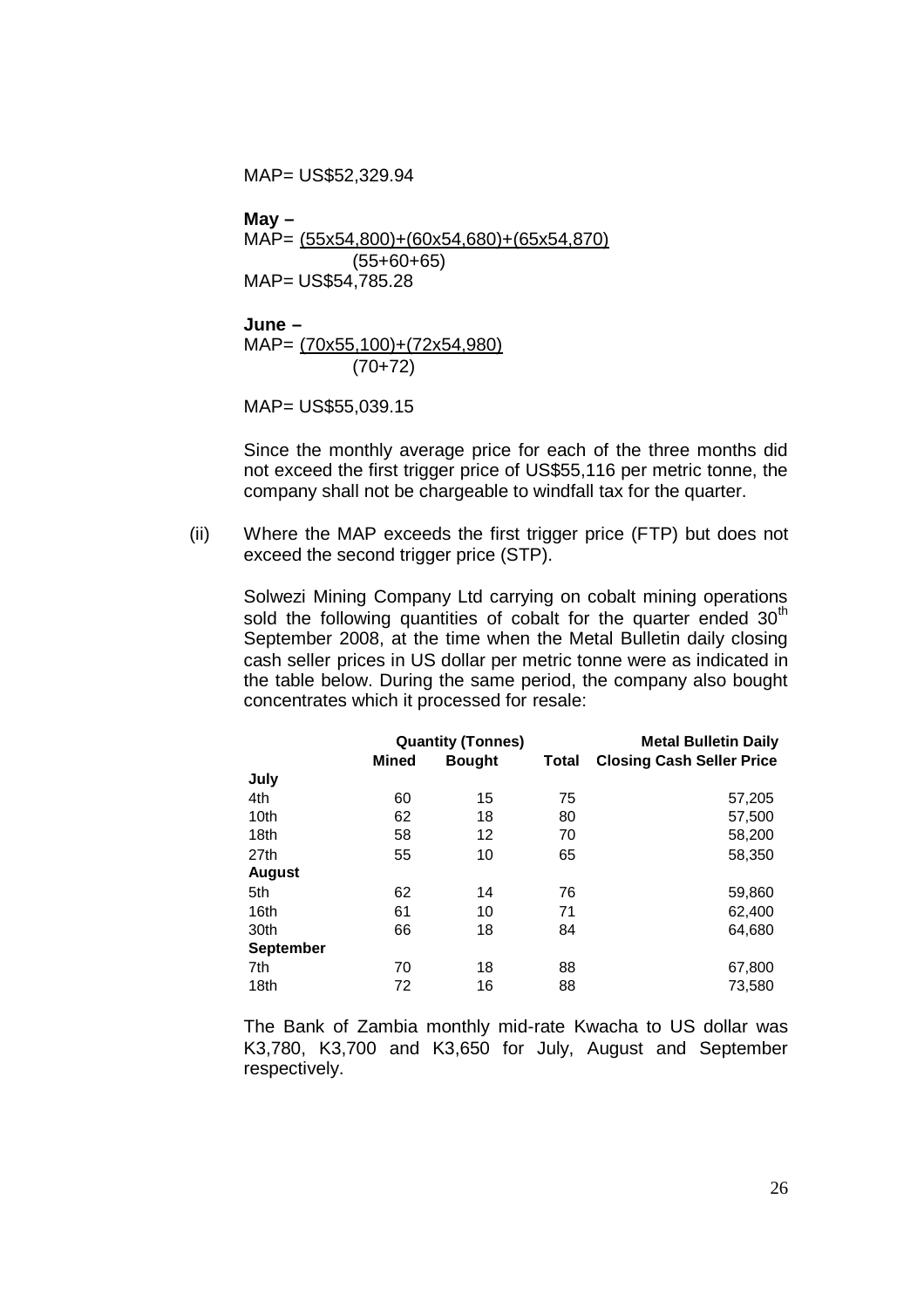MAP= US$52,329.94

**May –**

$$MAP = \frac{(55 \times 54{,}800)+(60 \times 54{,}680)+(65 \times 54{,}870)}{(55+60+65)}$$

MAP= US$54,785.28

**June –**

$$MAP = \frac{(70 \times 55{,}100)+(72 \times 54{,}980)}{(70+72)}$$

MAP= US$55,039.15

Since the monthly average price for each of the three months did not exceed the first trigger price of US$55,116 per metric tonne, the company shall not be chargeable to windfall tax for the quarter.

(ii) Where the MAP exceeds the first trigger price (FTP) but does not exceed the second trigger price (STP).

Solwezi Mining Company Ltd carrying on cobalt mining operations sold the following quantities of cobalt for the quarter ended 30th September 2008, at the time when the Metal Bulletin daily closing cash seller prices in US dollar per metric tonne were as indicated in the table below. During the same period, the company also bought concentrates which it processed for resale:

| | Quantity (Tonnes) | | | Metal Bulletin Daily |
|---|---|---|---|---|
| | Mined | Bought | Total | Closing Cash Seller Price |
| **July** | | | | |
| 4th | 60 | 15 | 75 | 57,205 |
| 10th | 62 | 18 | 80 | 57,500 |
| 18th | 58 | 12 | 70 | 58,200 |
| 27th | 55 | 10 | 65 | 58,350 |
| **August** | | | | |
| 5th | 62 | 14 | 76 | 59,860 |
| 16th | 61 | 10 | 71 | 62,400 |
| 30th | 66 | 18 | 84 | 64,680 |
| **September** | | | | |
| 7th | 70 | 18 | 88 | 67,800 |
| 18th | 72 | 16 | 88 | 73,580 |

The Bank of Zambia monthly mid-rate Kwacha to US dollar was K3,780, K3,700 and K3,650 for July, August and September respectively.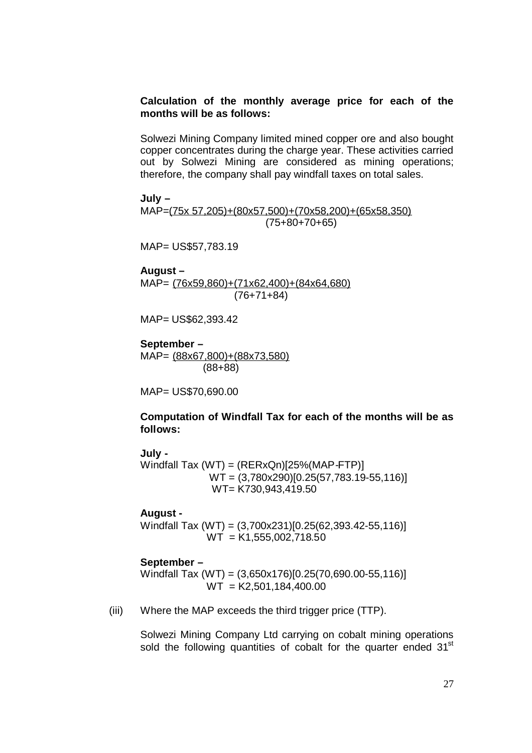**Calculation of the monthly average price for each of the months will be as follows:**

Solwezi Mining Company limited mined copper ore and also bought copper concentrates during the charge year. These activities carried out by Solwezi Mining are considered as mining operations; therefore, the company shall pay windfall taxes on total sales.

**July –**

$$MAP = \frac{(75 \times 57{,}205)+(80 \times 57{,}500)+(70 \times 58{,}200)+(65 \times 58{,}350)}{(75+80+70+65)}$$

MAP= US$57,783.19

**August –**

$$MAP = \frac{(76 \times 59{,}860)+(71 \times 62{,}400)+(84 \times 64{,}680)}{(76+71+84)}$$

MAP= US$62,393.42

**September –**

$$MAP = \frac{(88 \times 67{,}800)+(88 \times 73{,}580)}{(88+88)}$$

MAP= US$70,690.00

**Computation of Windfall Tax for each of the months will be as follows:**

**July -**

Windfall Tax (WT) = (RERxQn)[25%(MAP-FTP)]

WT = (3,780x290)[0.25(57,783.19-55,116)]

WT= K730,943,419.50

**August -**

Windfall Tax (WT) = (3,700x231)[0.25(62,393.42-55,116)]

WT = K1,555,002,718.50

**September –**

Windfall Tax (WT) = (3,650x176)[0.25(70,690.00-55,116)]

WT = K2,501,184,400.00

(iii) Where the MAP exceeds the third trigger price (TTP).

Solwezi Mining Company Ltd carrying on cobalt mining operations sold the following quantities of cobalt for the quarter ended 31st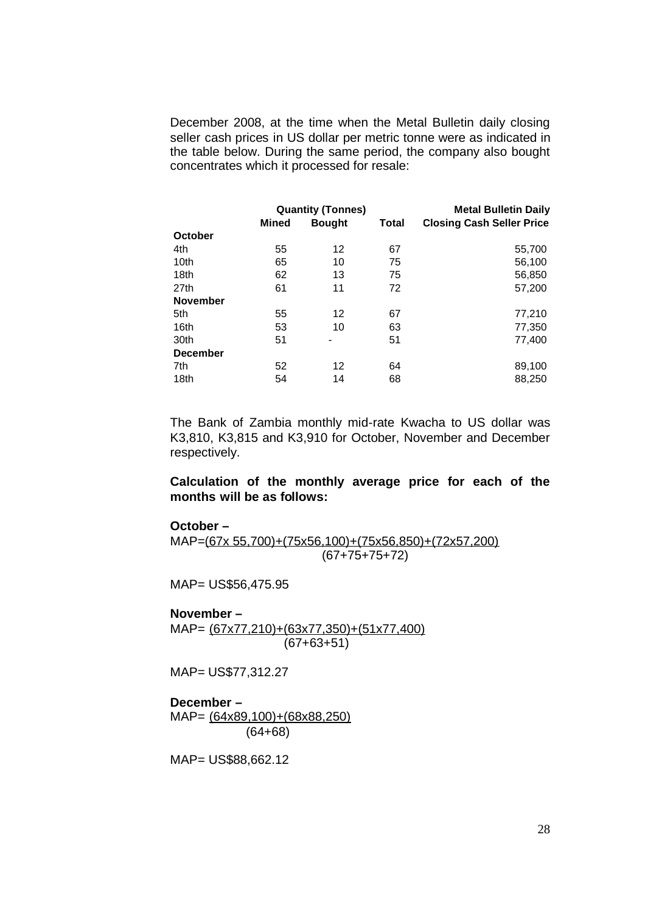December 2008, at the time when the Metal Bulletin daily closing seller cash prices in US dollar per metric tonne were as indicated in the table below. During the same period, the company also bought concentrates which it processed for resale:

| | Quantity (Tonnes) | | | Metal Bulletin Daily |
|---|---|---|---|---|
| | **Mined** | **Bought** | **Total** | **Closing Cash Seller Price** |
| **October** | | | | |
| 4th | 55 | 12 | 67 | 55,700 |
| 10th | 65 | 10 | 75 | 56,100 |
| 18th | 62 | 13 | 75 | 56,850 |
| 27th | 61 | 11 | 72 | 57,200 |
| **November** | | | | |
| 5th | 55 | 12 | 67 | 77,210 |
| 16th | 53 | 10 | 63 | 77,350 |
| 30th | 51 | - | 51 | 77,400 |
| **December** | | | | |
| 7th | 52 | 12 | 64 | 89,100 |
| 18th | 54 | 14 | 68 | 88,250 |

The Bank of Zambia monthly mid-rate Kwacha to US dollar was K3,810, K3,815 and K3,910 for October, November and December respectively.

**Calculation of the monthly average price for each of the months will be as follows:**

**October –**

$$MAP = \frac{(67 \times 55{,}700)+(75 \times 56{,}100)+(75 \times 56{,}850)+(72 \times 57{,}200)}{(67+75+75+72)}$$

MAP= US$56,475.95

**November –**

$$MAP = \frac{(67 \times 77{,}210)+(63 \times 77{,}350)+(51 \times 77{,}400)}{(67+63+51)}$$

MAP= US$77,312.27

**December –**

$$MAP = \frac{(64 \times 89{,}100)+(68 \times 88{,}250)}{(64+68)}$$

MAP= US$88,662.12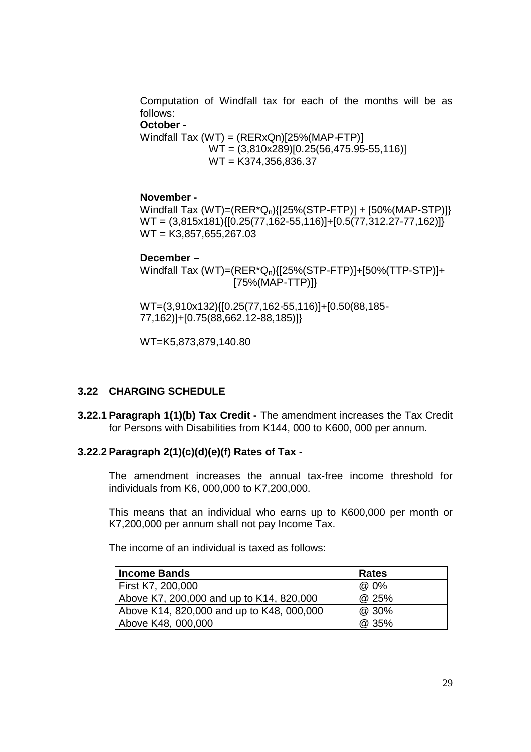Computation of Windfall tax for each of the months will be as follows:

**October -**

Windfall Tax (WT) = $(RERxQn)[25\%(MAP\text{-}FTP)]$

$$WT = (3{,}810x289)[0.25(56{,}475.95\text{-}55{,}116)]$$

$$WT = K374{,}356{,}836.37$$

**November -**

Windfall Tax (WT)=$(RER^{*}Q_n)\{[25\%(STP\text{-}FTP)] + [50\%(MAP\text{-}STP)]\}$

$$WT = (3{,}815x181)\{[0.25(77{,}162\text{-}55{,}116)]+[0.5(77{,}312.27\text{-}77{,}162)]\}$$

$$WT = K3{,}857{,}655{,}267.03$$

**December –**

Windfall Tax (WT)=$(RER^{*}Q_n)\{[25\%(STP\text{-}FTP)]+[50\%(TTP\text{-}STP)]+[75\%(MAP\text{-}TTP)]\}$

$$WT=(3{,}910x132)\{[0.25(77{,}162\text{-}55{,}116)]+[0.50(88{,}185\text{-}77{,}162)]+[0.75(88{,}662.12\text{-}88{,}185)]\}$$

$$WT=K5{,}873{,}879{,}140.80$$

### 3.22 CHARGING SCHEDULE

**3.22.1 Paragraph 1(1)(b) Tax Credit -** The amendment increases the Tax Credit for Persons with Disabilities from K144, 000 to K600, 000 per annum.

**3.22.2 Paragraph 2(1)(c)(d)(e)(f) Rates of Tax -**

The amendment increases the annual tax-free income threshold for individuals from K6, 000,000 to K7,200,000.

This means that an individual who earns up to K600,000 per month or K7,200,000 per annum shall not pay Income Tax.

The income of an individual is taxed as follows:

| Income Bands | Rates |
|---|---|
| First K7, 200,000 | @ 0% |
| Above K7, 200,000 and up to K14, 820,000 | @ 25% |
| Above K14, 820,000 and up to K48, 000,000 | @ 30% |
| Above K48, 000,000 | @ 35% |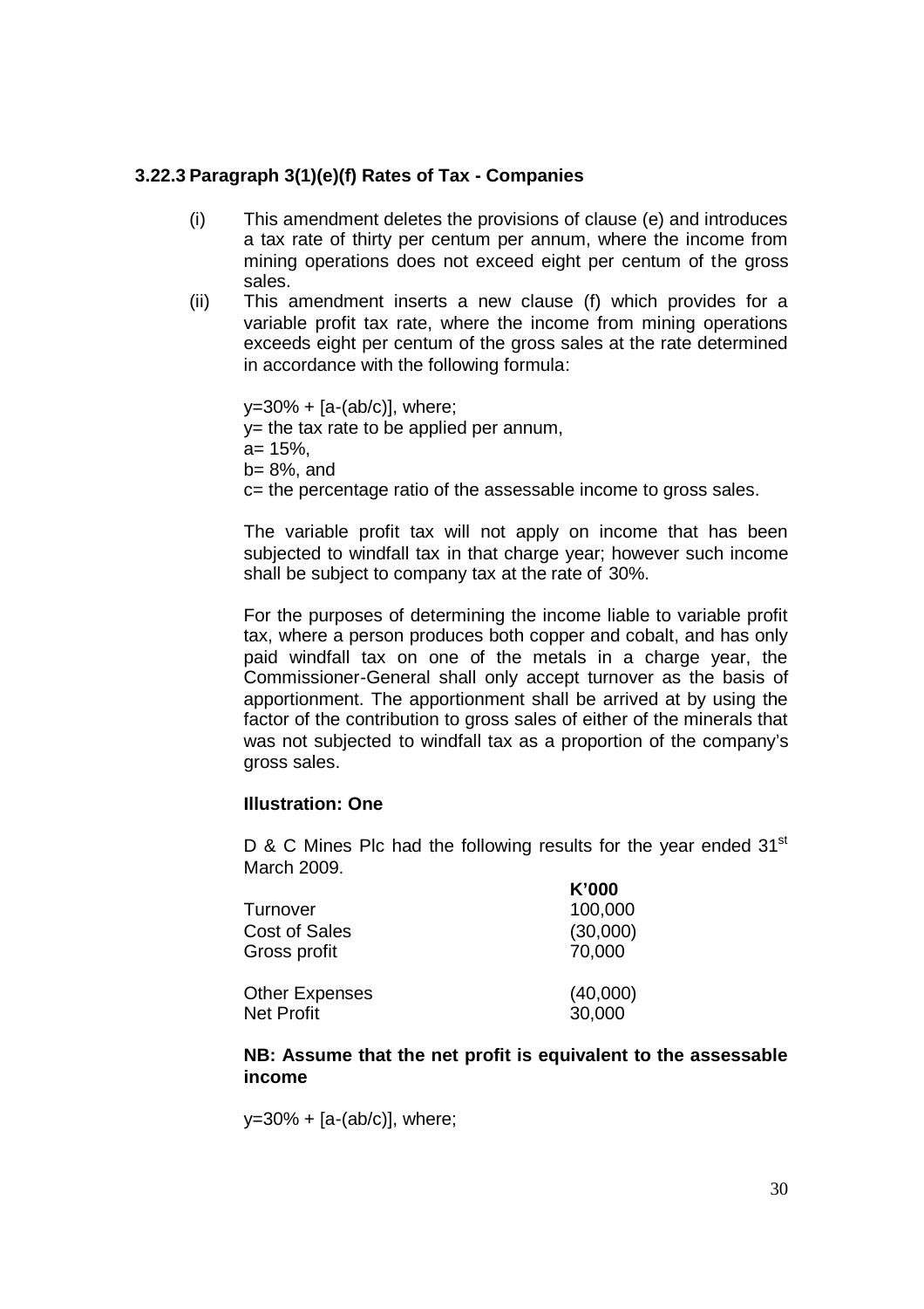### 3.22.3 Paragraph 3(1)(e)(f) Rates of Tax - Companies

(i) This amendment deletes the provisions of clause (e) and introduces a tax rate of thirty per centum per annum, where the income from mining operations does not exceed eight per centum of the gross sales.

(ii) This amendment inserts a new clause (f) which provides for a variable profit tax rate, where the income from mining operations exceeds eight per centum of the gross sales at the rate determined in accordance with the following formula:

y=30% + [a-(ab/c)], where;
y= the tax rate to be applied per annum,
a= 15%,
b= 8%, and
c= the percentage ratio of the assessable income to gross sales.

The variable profit tax will not apply on income that has been subjected to windfall tax in that charge year; however such income shall be subject to company tax at the rate of 30%.

For the purposes of determining the income liable to variable profit tax, where a person produces both copper and cobalt, and has only paid windfall tax on one of the metals in a charge year, the Commissioner-General shall only accept turnover as the basis of apportionment. The apportionment shall be arrived at by using the factor of the contribution to gross sales of either of the minerals that was not subjected to windfall tax as a proportion of the company's gross sales.

**Illustration: One**

D & C Mines Plc had the following results for the year ended 31st March 2009.

| | **K'000** |
|---|---|
| Turnover | 100,000 |
| Cost of Sales | (30,000) |
| Gross profit | 70,000 |
| | |
| Other Expenses | (40,000) |
| Net Profit | 30,000 |

**NB: Assume that the net profit is equivalent to the assessable income**

y=30% + [a-(ab/c)], where;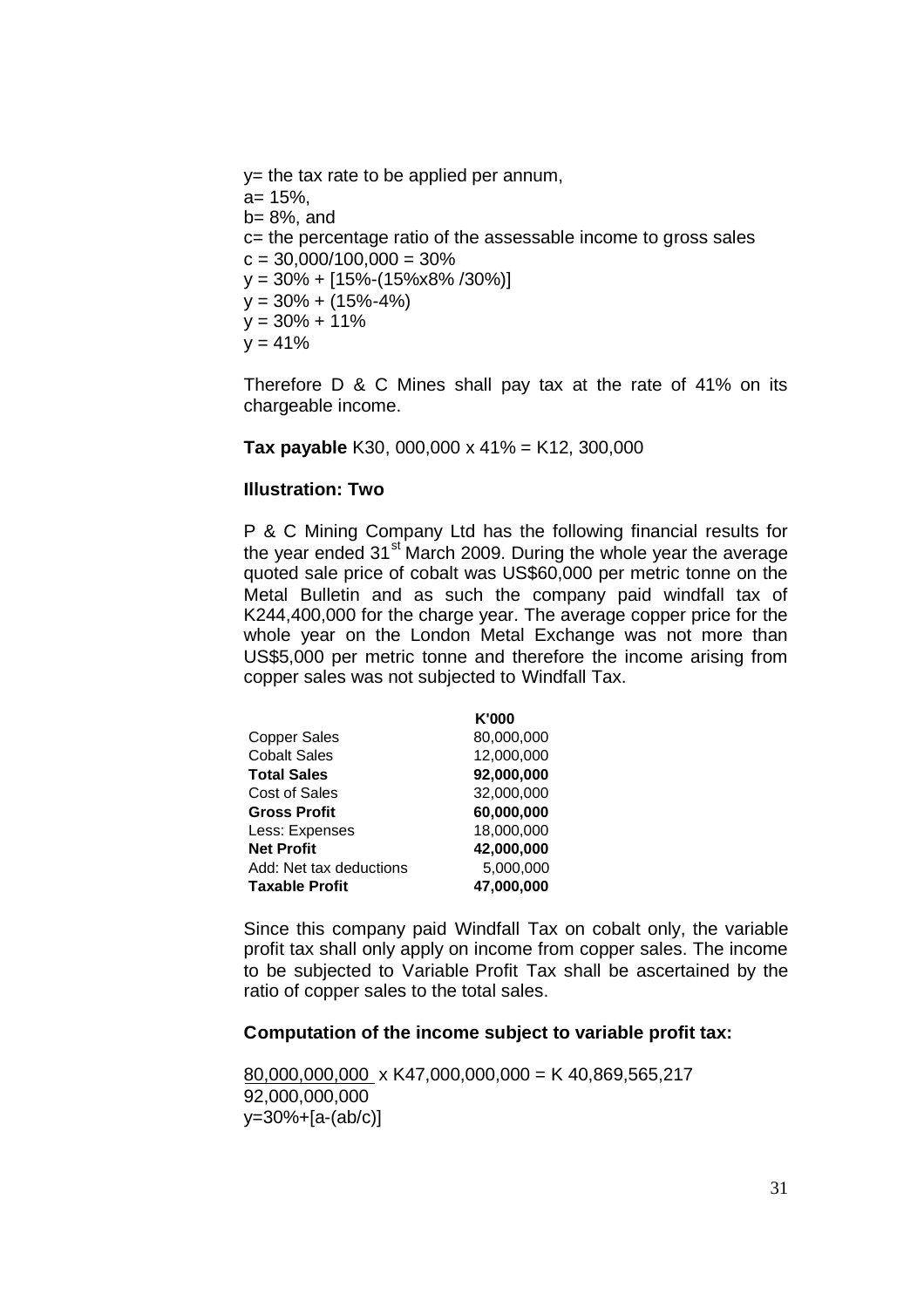$y$ = the tax rate to be applied per annum,
$a$ = 15%,
$b$ = 8%, and
$c$ = the percentage ratio of the assessable income to gross sales

$c = 30{,}000/100{,}000 = 30\%$

$y = 30\% + [15\%-(15\% \times 8\% / 30\%)]$

$y = 30\% + (15\%-4\%)$

$y = 30\% + 11\%$

$y = 41\%$

Therefore D & C Mines shall pay tax at the rate of 41% on its chargeable income.

**Tax payable** K30, 000,000 x 41% = K12, 300,000

### Illustration: Two

P & C Mining Company Ltd has the following financial results for the year ended 31st March 2009. During the whole year the average quoted sale price of cobalt was US$60,000 per metric tonne on the Metal Bulletin and as such the company paid windfall tax of K244,400,000 for the charge year. The average copper price for the whole year on the London Metal Exchange was not more than US$5,000 per metric tonne and therefore the income arising from copper sales was not subjected to Windfall Tax.

| | K'000 |
|---|---|
| Copper Sales | 80,000,000 |
| Cobalt Sales | 12,000,000 |
| **Total Sales** | **92,000,000** |
| Cost of Sales | 32,000,000 |
| **Gross Profit** | **60,000,000** |
| Less: Expenses | 18,000,000 |
| **Net Profit** | **42,000,000** |
| Add: Net tax deductions | 5,000,000 |
| **Taxable Profit** | **47,000,000** |

Since this company paid Windfall Tax on cobalt only, the variable profit tax shall only apply on income from copper sales. The income to be subjected to Variable Profit Tax shall be ascertained by the ratio of copper sales to the total sales.

**Computation of the income subject to variable profit tax:**

$$\frac{80{,}000{,}000{,}000}{92{,}000{,}000{,}000} \times K47{,}000{,}000{,}000 = K\ 40{,}869{,}565{,}217$$

$y=30\%+[a-(ab/c)]$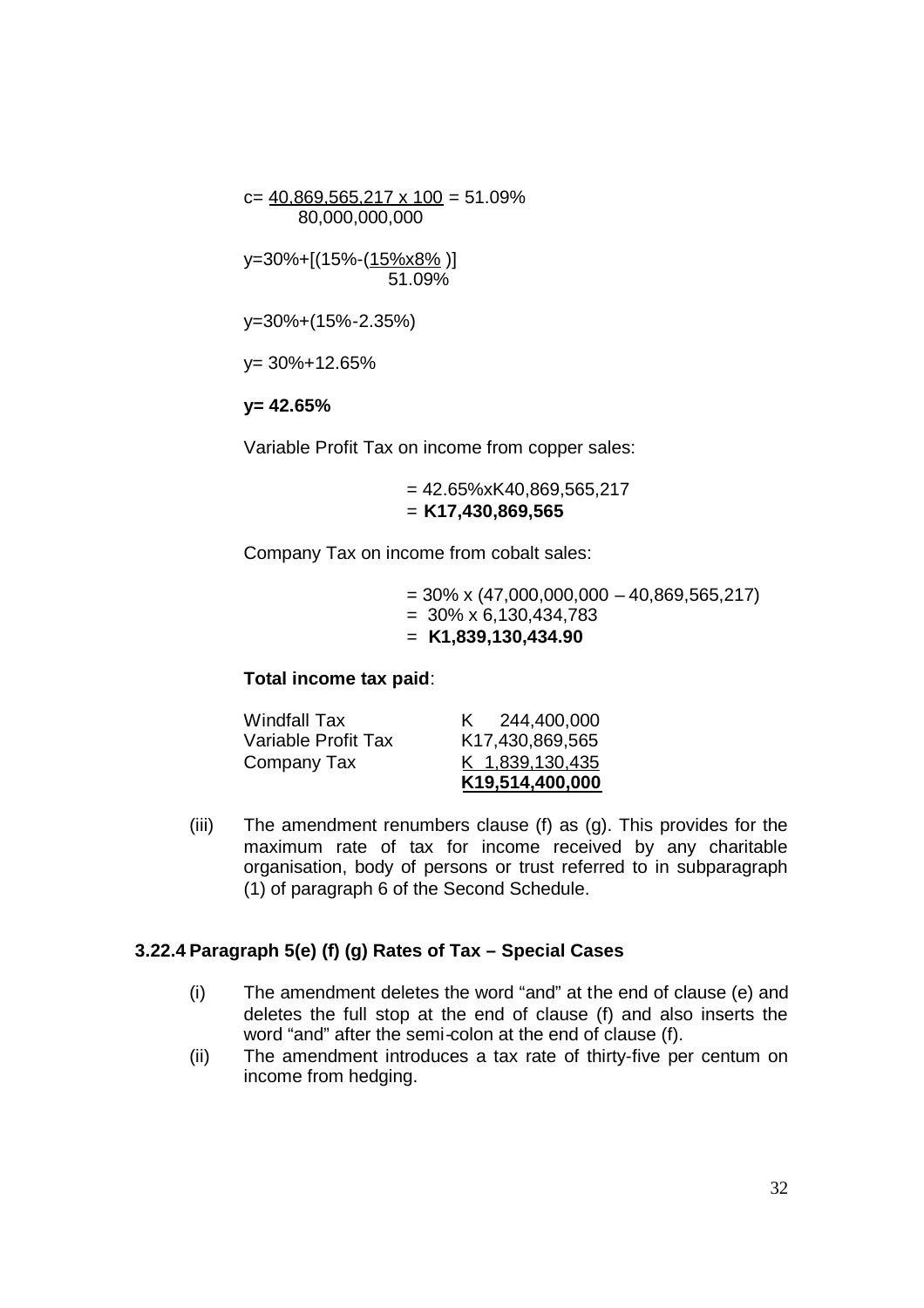$$c = \frac{40{,}869{,}565{,}217 \times 100}{80{,}000{,}000{,}000} = 51.09\%$$

$$y = 30\% + \left[\left(15\% - \left(\frac{15\% \times 8\%}{51.09\%}\right)\right]\right.$$

$$y = 30\% + (15\% - 2.35\%)$$

$$y = 30\% + 12.65\%$$

**y= 42.65%**

Variable Profit Tax on income from copper sales:

= 42.65%xK40,869,565,217
= **K17,430,869,565**

Company Tax on income from cobalt sales:

= 30% x (47,000,000,000 – 40,869,565,217)
= 30% x 6,130,434,783
= **K1,839,130,434.90**

**Total income tax paid**:

| | |
|---|---|
| Windfall Tax | K 244,400,000 |
| Variable Profit Tax | K17,430,869,565 |
| Company Tax | K 1,839,130,435 |
| | **K19,514,400,000** |

(iii) The amendment renumbers clause (f) as (g). This provides for the maximum rate of tax for income received by any charitable organisation, body of persons or trust referred to in subparagraph (1) of paragraph 6 of the Second Schedule.

### 3.22.4 Paragraph 5(e) (f) (g) Rates of Tax – Special Cases

(i) The amendment deletes the word "and" at the end of clause (e) and deletes the full stop at the end of clause (f) and also inserts the word "and" after the semi-colon at the end of clause (f).

(ii) The amendment introduces a tax rate of thirty-five per centum on income from hedging.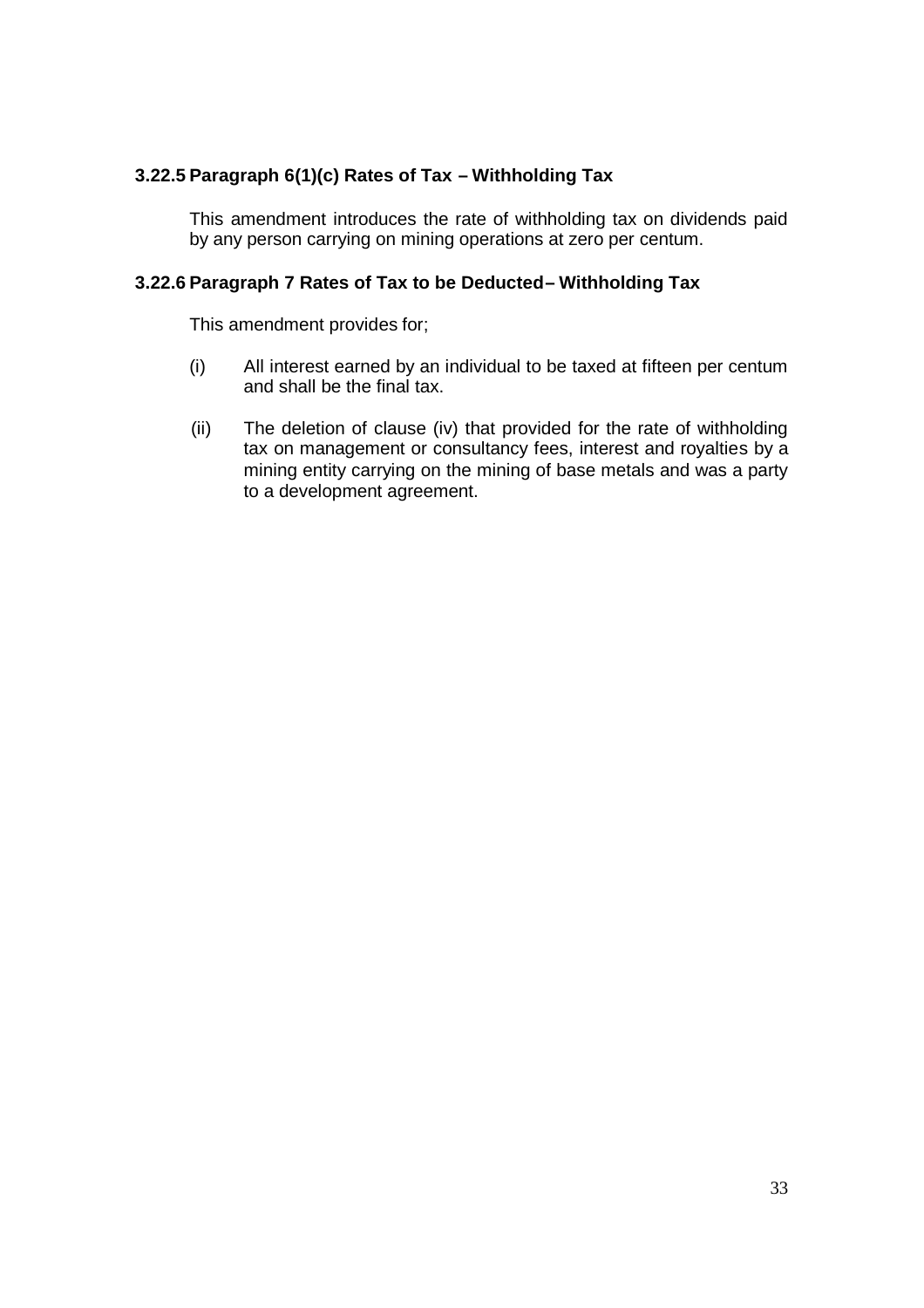### 3.22.5 Paragraph 6(1)(c) Rates of Tax – Withholding Tax

This amendment introduces the rate of withholding tax on dividends paid by any person carrying on mining operations at zero per centum.

### 3.22.6 Paragraph 7 Rates of Tax to be Deducted– Withholding Tax

This amendment provides for;

(i) All interest earned by an individual to be taxed at fifteen per centum and shall be the final tax.

(ii) The deletion of clause (iv) that provided for the rate of withholding tax on management or consultancy fees, interest and royalties by a mining entity carrying on the mining of base metals and was a party to a development agreement.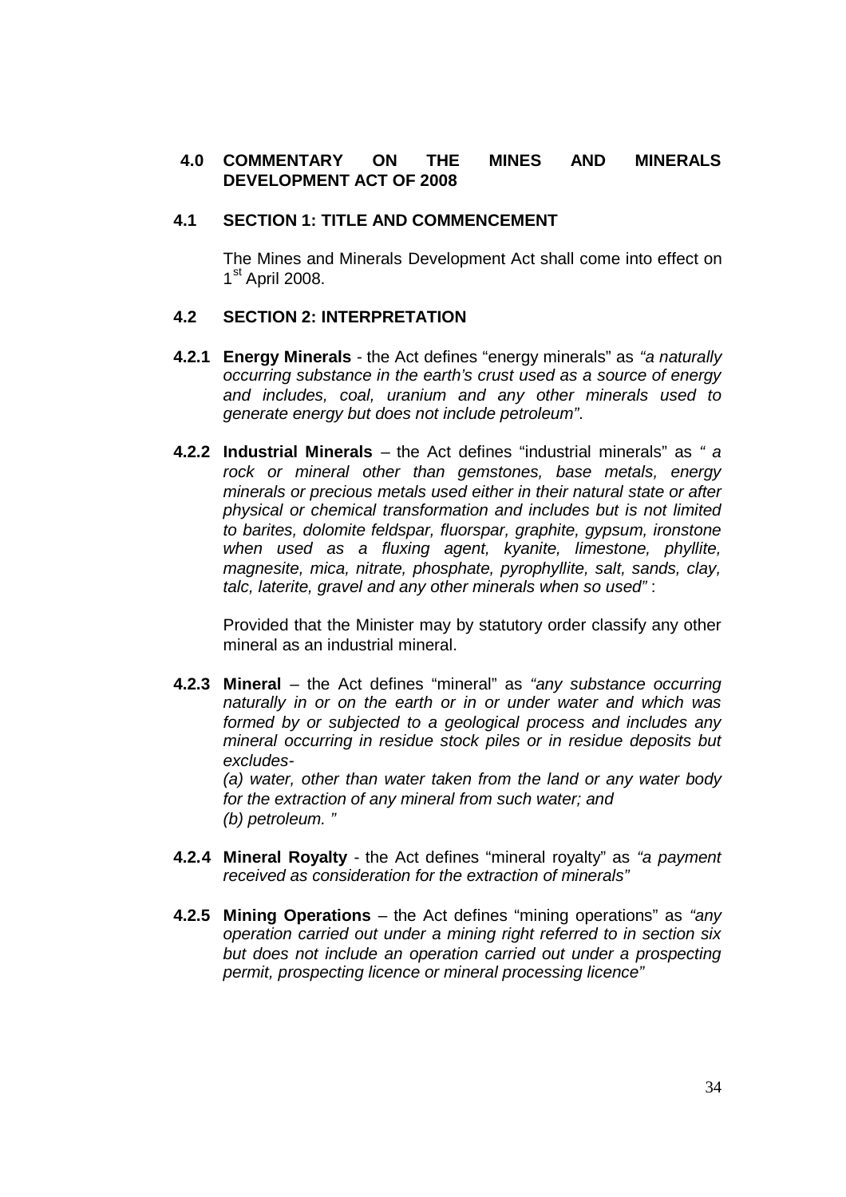## 4.0 COMMENTARY ON THE MINES AND MINERALS DEVELOPMENT ACT OF 2008

### 4.1 SECTION 1: TITLE AND COMMENCEMENT

The Mines and Minerals Development Act shall come into effect on 1st April 2008.

### 4.2 SECTION 2: INTERPRETATION

**4.2.1 Energy Minerals** - the Act defines "energy minerals" as *"a naturally occurring substance in the earth's crust used as a source of energy and includes, coal, uranium and any other minerals used to generate energy but does not include petroleum"*.

**4.2.2 Industrial Minerals** – the Act defines "industrial minerals" as *" a rock or mineral other than gemstones, base metals, energy minerals or precious metals used either in their natural state or after physical or chemical transformation and includes but is not limited to barites, dolomite feldspar, fluorspar, graphite, gypsum, ironstone when used as a fluxing agent, kyanite, limestone, phyllite, magnesite, mica, nitrate, phosphate, pyrophyllite, salt, sands, clay, talc, laterite, gravel and any other minerals when so used"* :

Provided that the Minister may by statutory order classify any other mineral as an industrial mineral.

**4.2.3 Mineral** – the Act defines "mineral" as *"any substance occurring naturally in or on the earth or in or under water and which was formed by or subjected to a geological process and includes any mineral occurring in residue stock piles or in residue deposits but excludes-*
*(a) water, other than water taken from the land or any water body for the extraction of any mineral from such water; and*
*(b) petroleum. "*

**4.2.4 Mineral Royalty** - the Act defines "mineral royalty" as *"a payment received as consideration for the extraction of minerals"*

**4.2.5 Mining Operations** – the Act defines "mining operations" as *"any operation carried out under a mining right referred to in section six but does not include an operation carried out under a prospecting permit, prospecting licence or mineral processing licence"*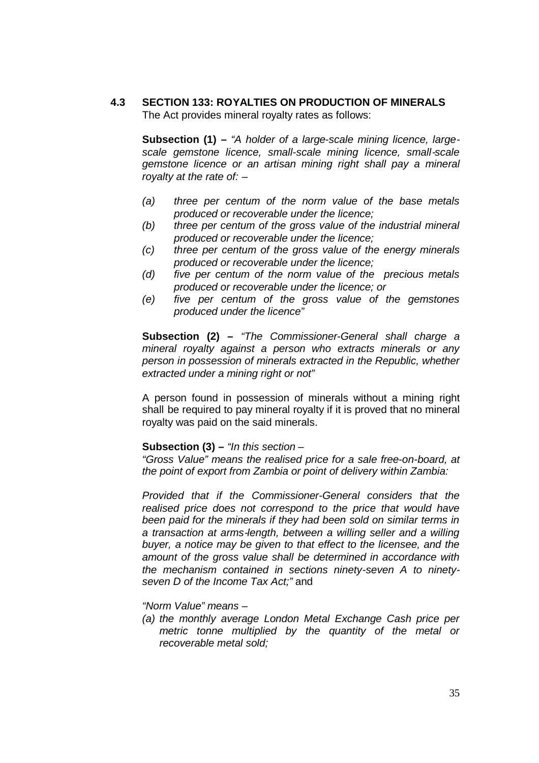### 4.3 SECTION 133: ROYALTIES ON PRODUCTION OF MINERALS

The Act provides mineral royalty rates as follows:

**Subsection (1) –** *"A holder of a large-scale mining licence, large-scale gemstone licence, small-scale mining licence, small-scale gemstone licence or an artisan mining right shall pay a mineral royalty at the rate of: –*

*(a) three per centum of the norm value of the base metals produced or recoverable under the licence;*
*(b) three per centum of the gross value of the industrial mineral produced or recoverable under the licence;*
*(c) three per centum of the gross value of the energy minerals produced or recoverable under the licence;*
*(d) five per centum of the norm value of the precious metals produced or recoverable under the licence; or*
*(e) five per centum of the gross value of the gemstones produced under the licence"*

**Subsection (2) –** *"The Commissioner-General shall charge a mineral royalty against a person who extracts minerals or any person in possession of minerals extracted in the Republic, whether extracted under a mining right or not"*

A person found in possession of minerals without a mining right shall be required to pay mineral royalty if it is proved that no mineral royalty was paid on the said minerals.

**Subsection (3) –** *"In this section –*

*"Gross Value" means the realised price for a sale free-on-board, at the point of export from Zambia or point of delivery within Zambia:*

*Provided that if the Commissioner-General considers that the realised price does not correspond to the price that would have been paid for the minerals if they had been sold on similar terms in a transaction at arms-length, between a willing seller and a willing buyer, a notice may be given to that effect to the licensee, and the amount of the gross value shall be determined in accordance with the mechanism contained in sections ninety-seven A to ninety-seven D of the Income Tax Act;"* and

*"Norm Value" means –*

*(a) the monthly average London Metal Exchange Cash price per metric tonne multiplied by the quantity of the metal or recoverable metal sold;*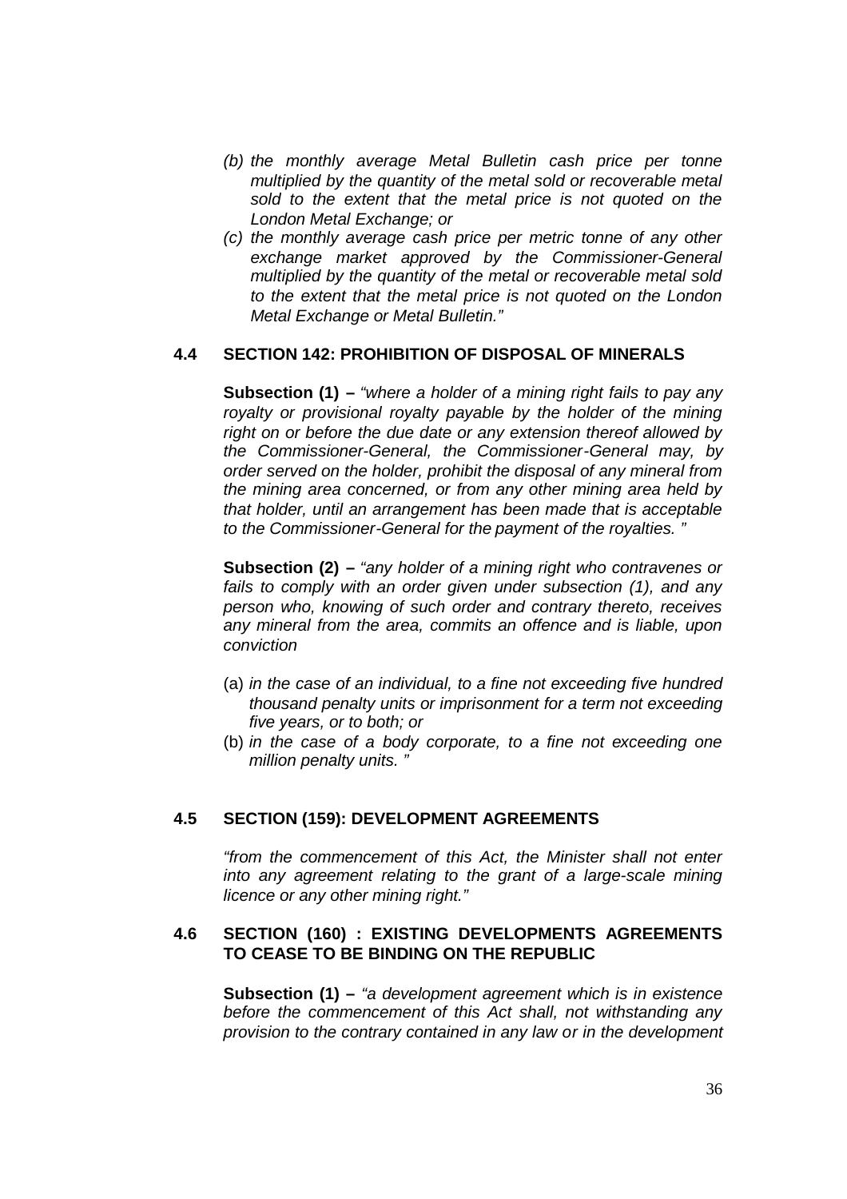*(b) the monthly average Metal Bulletin cash price per tonne multiplied by the quantity of the metal sold or recoverable metal sold to the extent that the metal price is not quoted on the London Metal Exchange; or*

*(c) the monthly average cash price per metric tonne of any other exchange market approved by the Commissioner-General multiplied by the quantity of the metal or recoverable metal sold to the extent that the metal price is not quoted on the London Metal Exchange or Metal Bulletin."*

### 4.4 SECTION 142: PROHIBITION OF DISPOSAL OF MINERALS

**Subsection (1) –** *"where a holder of a mining right fails to pay any royalty or provisional royalty payable by the holder of the mining right on or before the due date or any extension thereof allowed by the Commissioner-General, the Commissioner-General may, by order served on the holder, prohibit the disposal of any mineral from the mining area concerned, or from any other mining area held by that holder, until an arrangement has been made that is acceptable to the Commissioner-General for the payment of the royalties. "*

**Subsection (2) –** *"any holder of a mining right who contravenes or fails to comply with an order given under subsection (1), and any person who, knowing of such order and contrary thereto, receives any mineral from the area, commits an offence and is liable, upon conviction*

(a) *in the case of an individual, to a fine not exceeding five hundred thousand penalty units or imprisonment for a term not exceeding five years, or to both; or*

(b) *in the case of a body corporate, to a fine not exceeding one million penalty units. "*

### 4.5 SECTION (159): DEVELOPMENT AGREEMENTS

*"from the commencement of this Act, the Minister shall not enter into any agreement relating to the grant of a large-scale mining licence or any other mining right."*

### 4.6 SECTION (160) : EXISTING DEVELOPMENTS AGREEMENTS TO CEASE TO BE BINDING ON THE REPUBLIC

**Subsection (1) –** *"a development agreement which is in existence before the commencement of this Act shall, not withstanding any provision to the contrary contained in any law or in the development*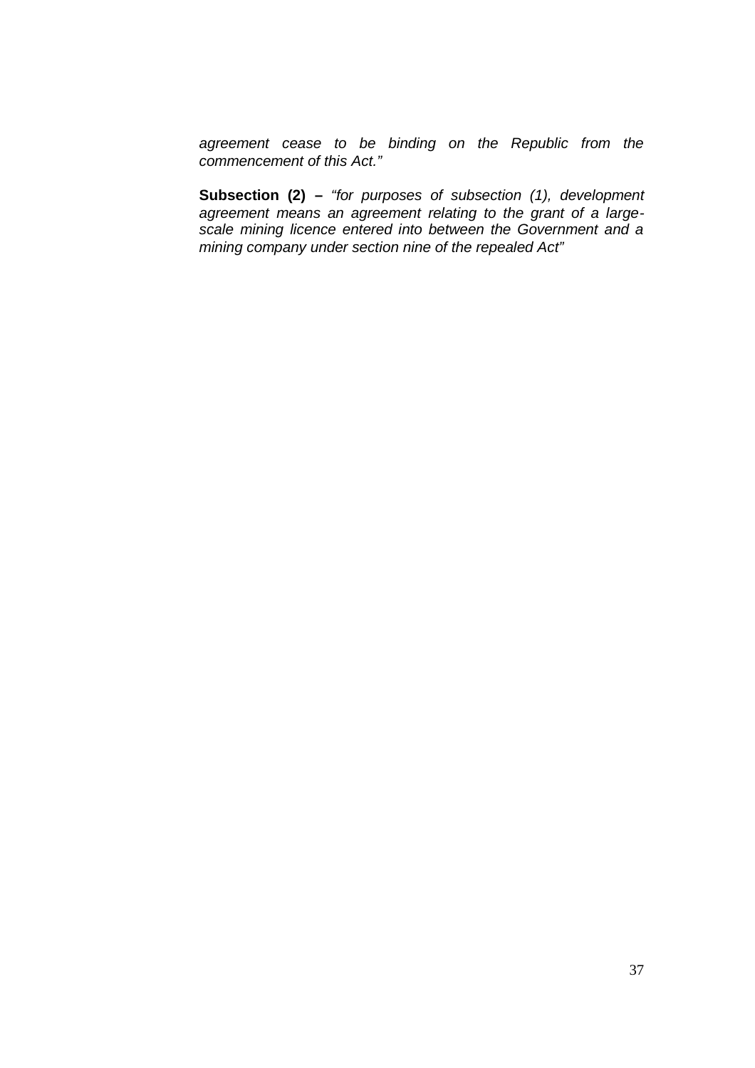*agreement cease to be binding on the Republic from the commencement of this Act."*

**Subsection (2) –** *"for purposes of subsection (1), development agreement means an agreement relating to the grant of a large-scale mining licence entered into between the Government and a mining company under section nine of the repealed Act"*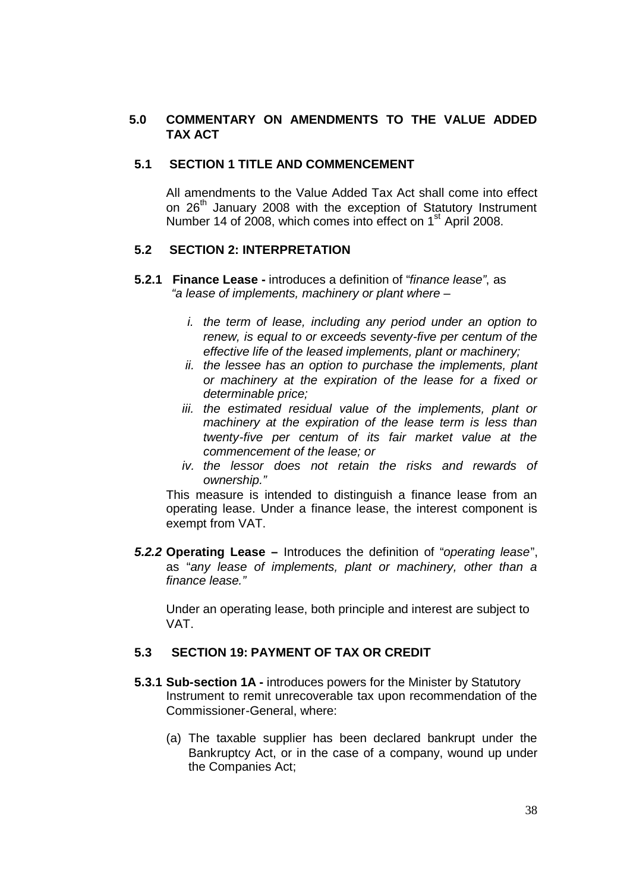## 5.0 COMMENTARY ON AMENDMENTS TO THE VALUE ADDED TAX ACT

### 5.1 SECTION 1 TITLE AND COMMENCEMENT

All amendments to the Value Added Tax Act shall come into effect on 26th January 2008 with the exception of Statutory Instrument Number 14 of 2008, which comes into effect on 1st April 2008.

### 5.2 SECTION 2: INTERPRETATION

**5.2.1 Finance Lease -** introduces a definition of "*finance lease*", as *"a lease of implements, machinery or plant where –*

*i. the term of lease, including any period under an option to renew, is equal to or exceeds seventy-five per centum of the effective life of the leased implements, plant or machinery;*

*ii. the lessee has an option to purchase the implements, plant or machinery at the expiration of the lease for a fixed or determinable price;*

*iii. the estimated residual value of the implements, plant or machinery at the expiration of the lease term is less than twenty-five per centum of its fair market value at the commencement of the lease; or*

*iv. the lessor does not retain the risks and rewards of ownership."*

This measure is intended to distinguish a finance lease from an operating lease. Under a finance lease, the interest component is exempt from VAT.

***5.2.2*** **Operating Lease –** Introduces the definition of "*operating lease*", as "*any lease of implements, plant or machinery, other than a finance lease."*

Under an operating lease, both principle and interest are subject to VAT.

### 5.3 SECTION 19: PAYMENT OF TAX OR CREDIT

**5.3.1 Sub-section 1A -** introduces powers for the Minister by Statutory Instrument to remit unrecoverable tax upon recommendation of the Commissioner-General, where:

(a) The taxable supplier has been declared bankrupt under the Bankruptcy Act, or in the case of a company, wound up under the Companies Act;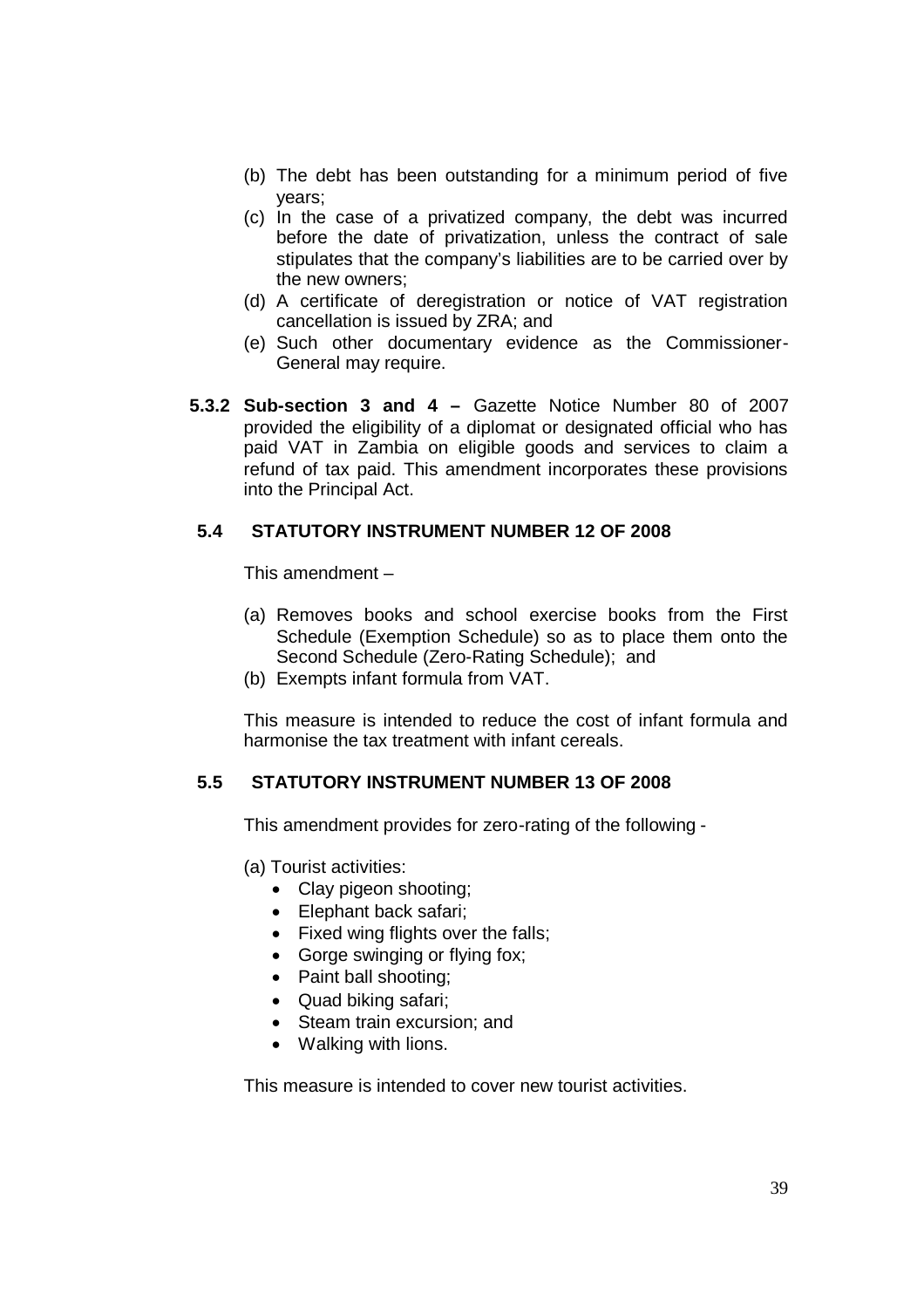(b) The debt has been outstanding for a minimum period of five years;
(c) In the case of a privatized company, the debt was incurred before the date of privatization, unless the contract of sale stipulates that the company's liabilities are to be carried over by the new owners;
(d) A certificate of deregistration or notice of VAT registration cancellation is issued by ZRA; and
(e) Such other documentary evidence as the Commissioner-General may require.

**5.3.2 Sub-section 3 and 4 –** Gazette Notice Number 80 of 2007 provided the eligibility of a diplomat or designated official who has paid VAT in Zambia on eligible goods and services to claim a refund of tax paid. This amendment incorporates these provisions into the Principal Act.

### 5.4 STATUTORY INSTRUMENT NUMBER 12 OF 2008

This amendment –

(a) Removes books and school exercise books from the First Schedule (Exemption Schedule) so as to place them onto the Second Schedule (Zero-Rating Schedule); and
(b) Exempts infant formula from VAT.

This measure is intended to reduce the cost of infant formula and harmonise the tax treatment with infant cereals.

### 5.5 STATUTORY INSTRUMENT NUMBER 13 OF 2008

This amendment provides for zero-rating of the following -

(a) Tourist activities:

- Clay pigeon shooting;
- Elephant back safari;
- Fixed wing flights over the falls;
- Gorge swinging or flying fox;
- Paint ball shooting;
- Quad biking safari;
- Steam train excursion; and
- Walking with lions.

This measure is intended to cover new tourist activities.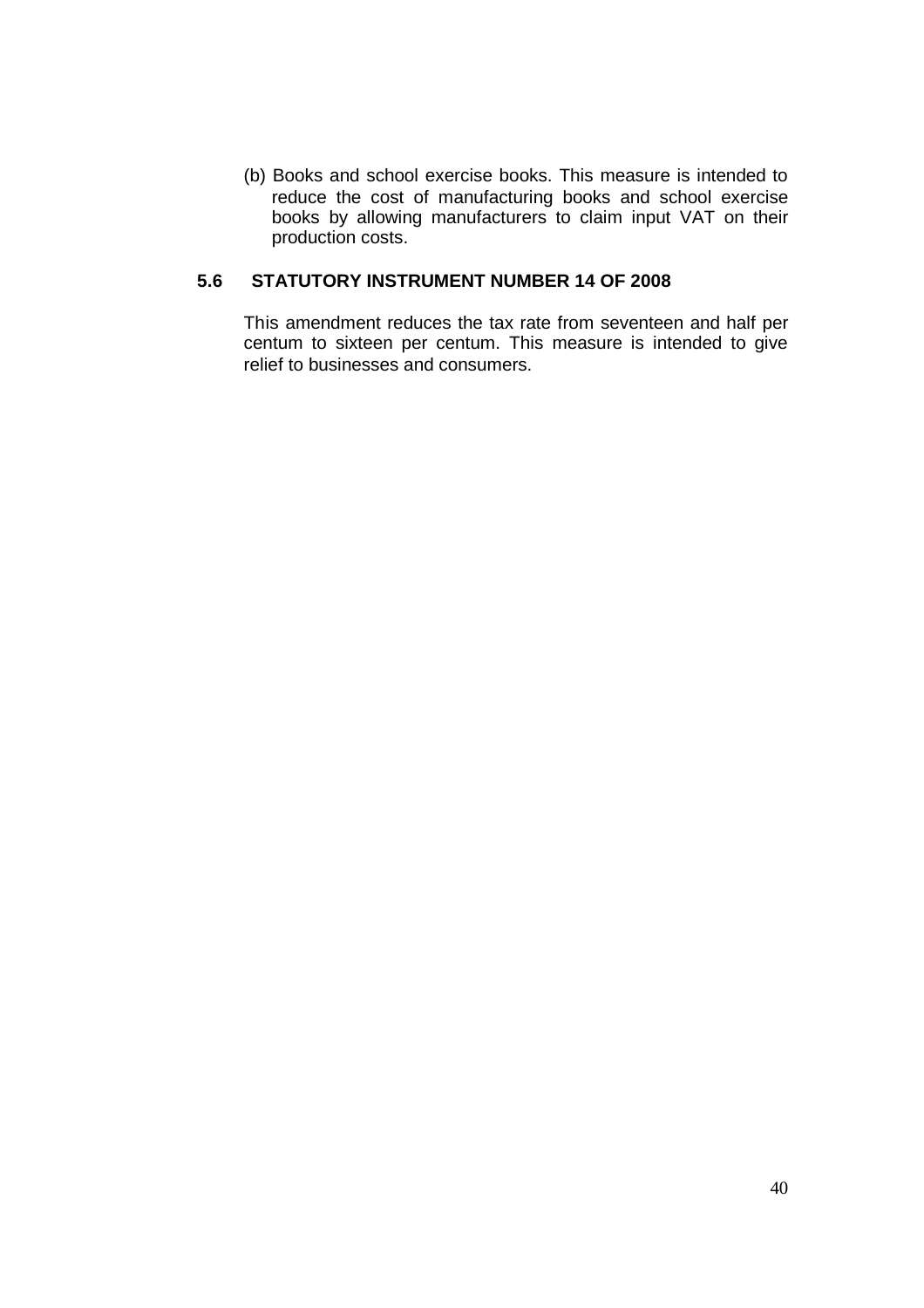(b) Books and school exercise books. This measure is intended to reduce the cost of manufacturing books and school exercise books by allowing manufacturers to claim input VAT on their production costs.

## 5.6 STATUTORY INSTRUMENT NUMBER 14 OF 2008

This amendment reduces the tax rate from seventeen and half per centum to sixteen per centum. This measure is intended to give relief to businesses and consumers.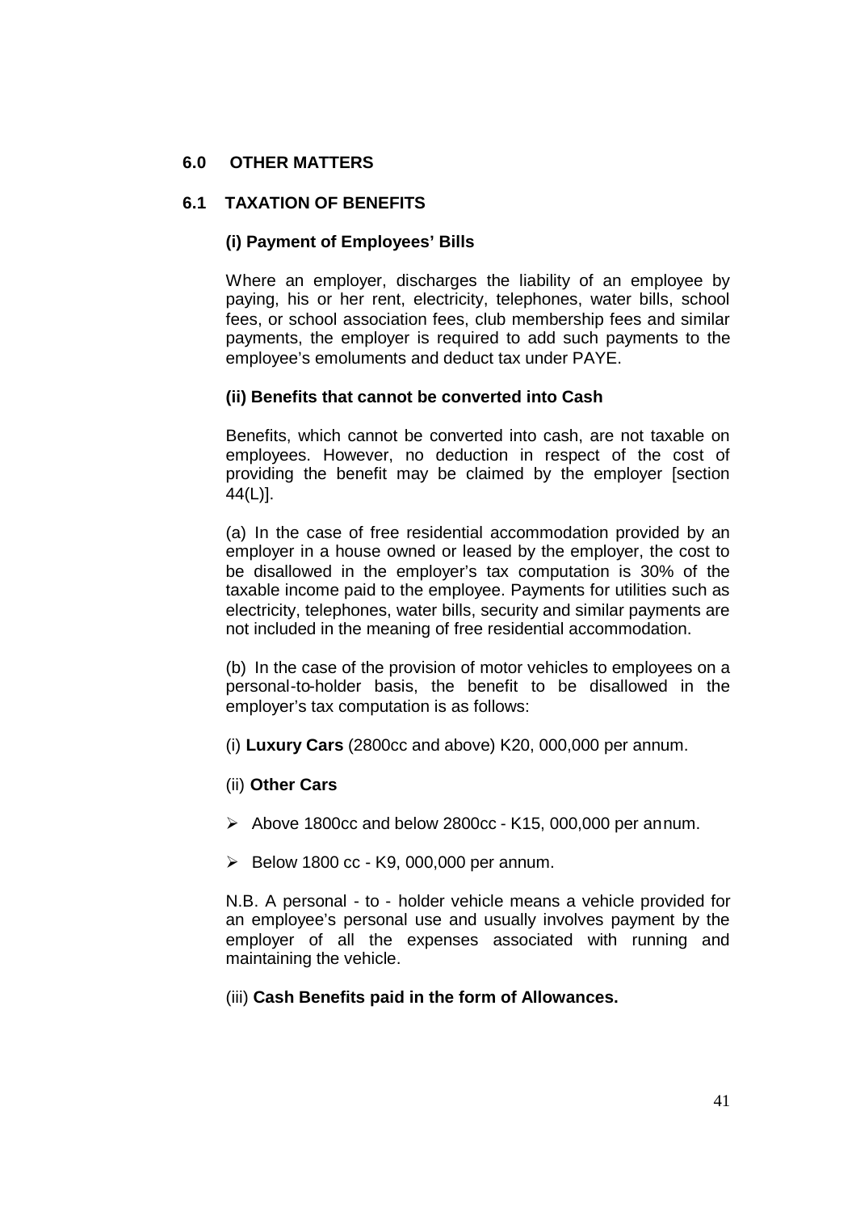## 6.0 OTHER MATTERS

### 6.1 TAXATION OF BENEFITS

**(i) Payment of Employees' Bills**

Where an employer, discharges the liability of an employee by paying, his or her rent, electricity, telephones, water bills, school fees, or school association fees, club membership fees and similar payments, the employer is required to add such payments to the employee's emoluments and deduct tax under PAYE.

**(ii) Benefits that cannot be converted into Cash**

Benefits, which cannot be converted into cash, are not taxable on employees. However, no deduction in respect of the cost of providing the benefit may be claimed by the employer [section 44(L)].

(a) In the case of free residential accommodation provided by an employer in a house owned or leased by the employer, the cost to be disallowed in the employer's tax computation is 30% of the taxable income paid to the employee. Payments for utilities such as electricity, telephones, water bills, security and similar payments are not included in the meaning of free residential accommodation.

(b) In the case of the provision of motor vehicles to employees on a personal-to-holder basis, the benefit to be disallowed in the employer's tax computation is as follows:

(i) **Luxury Cars** (2800cc and above) K20, 000,000 per annum.

(ii) **Other Cars**

- Above 1800cc and below 2800cc - K15, 000,000 per annum.
- Below 1800 cc - K9, 000,000 per annum.

N.B. A personal - to - holder vehicle means a vehicle provided for an employee's personal use and usually involves payment by the employer of all the expenses associated with running and maintaining the vehicle.

(iii) **Cash Benefits paid in the form of Allowances.**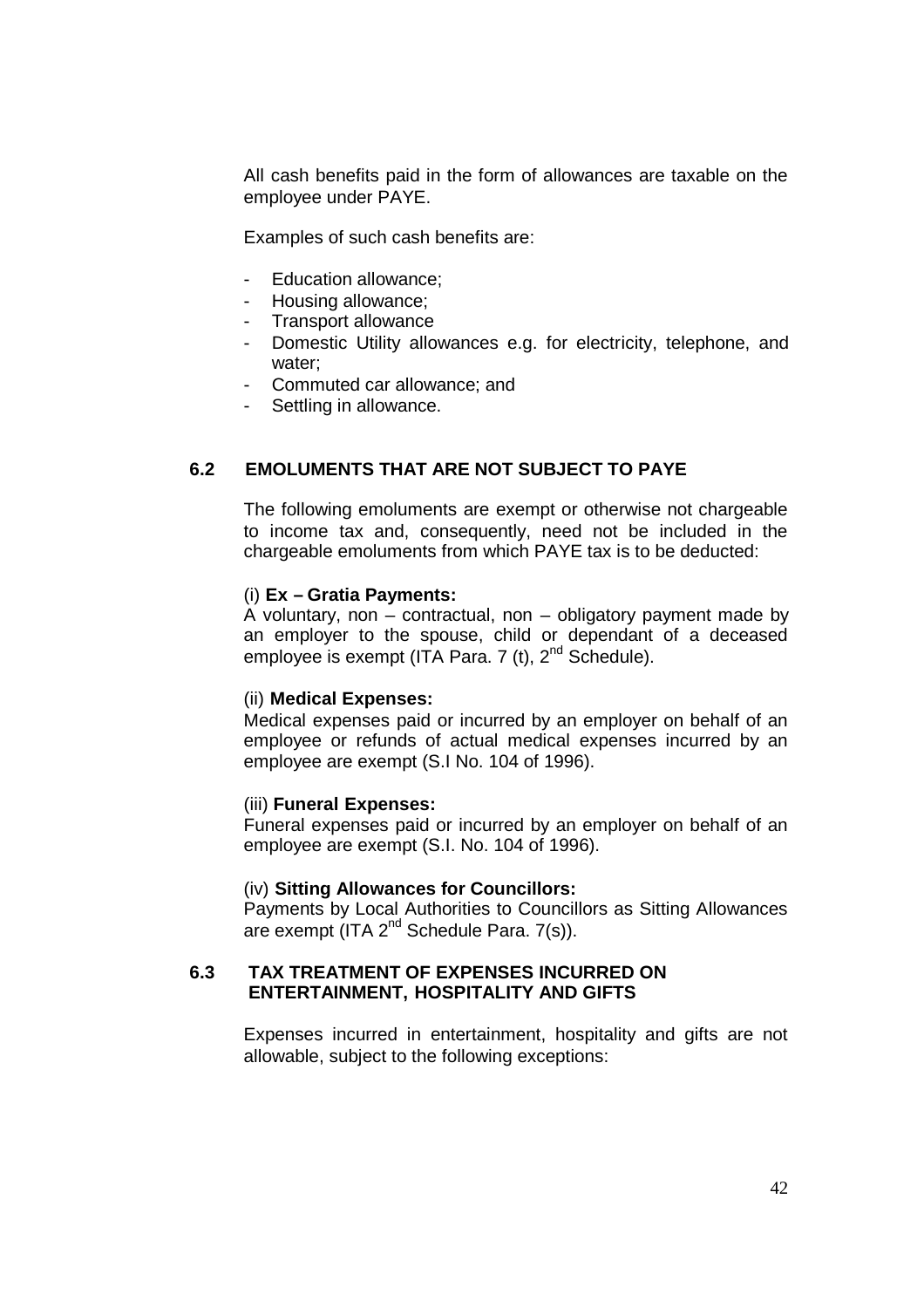All cash benefits paid in the form of allowances are taxable on the employee under PAYE.

Examples of such cash benefits are:

- Education allowance;
- Housing allowance;
- Transport allowance
- Domestic Utility allowances e.g. for electricity, telephone, and water;
- Commuted car allowance; and
- Settling in allowance.

## 6.2 EMOLUMENTS THAT ARE NOT SUBJECT TO PAYE

The following emoluments are exempt or otherwise not chargeable to income tax and, consequently, need not be included in the chargeable emoluments from which PAYE tax is to be deducted:

(i) **Ex – Gratia Payments:**
A voluntary, non – contractual, non – obligatory payment made by an employer to the spouse, child or dependant of a deceased employee is exempt (ITA Para. 7 (t), 2nd Schedule).

(ii) **Medical Expenses:**
Medical expenses paid or incurred by an employer on behalf of an employee or refunds of actual medical expenses incurred by an employee are exempt (S.I No. 104 of 1996).

(iii) **Funeral Expenses:**
Funeral expenses paid or incurred by an employer on behalf of an employee are exempt (S.I. No. 104 of 1996).

(iv) **Sitting Allowances for Councillors:**
Payments by Local Authorities to Councillors as Sitting Allowances are exempt (ITA 2nd Schedule Para. 7(s)).

## 6.3 TAX TREATMENT OF EXPENSES INCURRED ON ENTERTAINMENT, HOSPITALITY AND GIFTS

Expenses incurred in entertainment, hospitality and gifts are not allowable, subject to the following exceptions: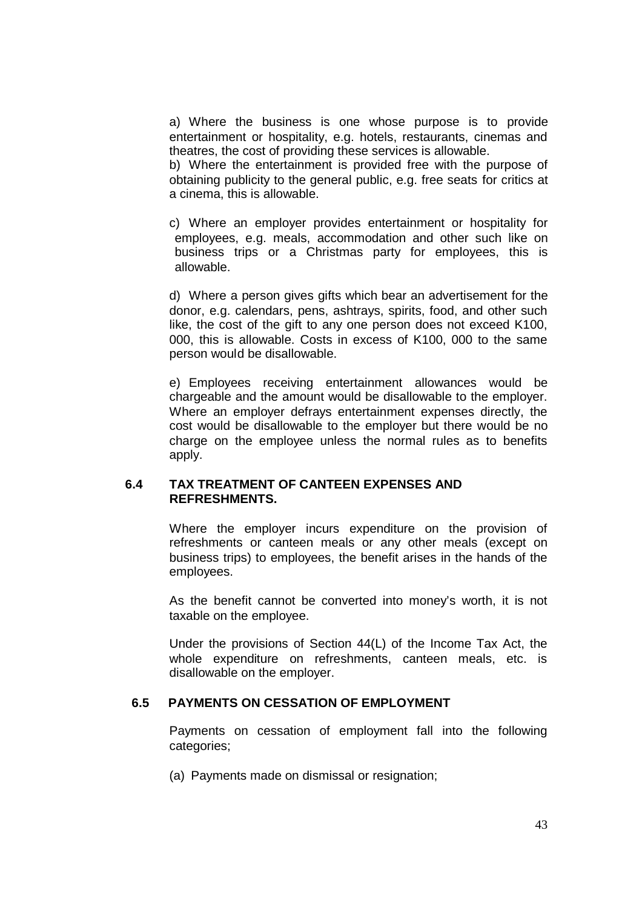a) Where the business is one whose purpose is to provide entertainment or hospitality, e.g. hotels, restaurants, cinemas and theatres, the cost of providing these services is allowable.

b) Where the entertainment is provided free with the purpose of obtaining publicity to the general public, e.g. free seats for critics at a cinema, this is allowable.

c) Where an employer provides entertainment or hospitality for employees, e.g. meals, accommodation and other such like on business trips or a Christmas party for employees, this is allowable.

d) Where a person gives gifts which bear an advertisement for the donor, e.g. calendars, pens, ashtrays, spirits, food, and other such like, the cost of the gift to any one person does not exceed K100, 000, this is allowable. Costs in excess of K100, 000 to the same person would be disallowable.

e) Employees receiving entertainment allowances would be chargeable and the amount would be disallowable to the employer. Where an employer defrays entertainment expenses directly, the cost would be disallowable to the employer but there would be no charge on the employee unless the normal rules as to benefits apply.

## 6.4 TAX TREATMENT OF CANTEEN EXPENSES AND REFRESHMENTS.

Where the employer incurs expenditure on the provision of refreshments or canteen meals or any other meals (except on business trips) to employees, the benefit arises in the hands of the employees.

As the benefit cannot be converted into money's worth, it is not taxable on the employee.

Under the provisions of Section 44(L) of the Income Tax Act, the whole expenditure on refreshments, canteen meals, etc. is disallowable on the employer.

## 6.5 PAYMENTS ON CESSATION OF EMPLOYMENT

Payments on cessation of employment fall into the following categories;

(a) Payments made on dismissal or resignation;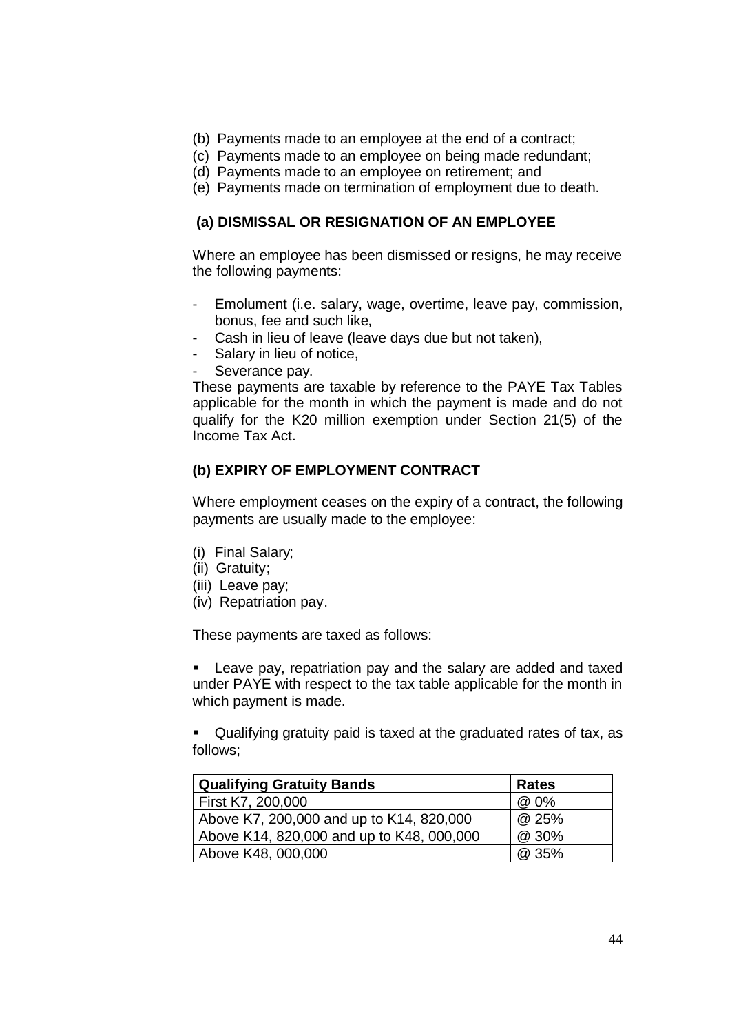(b) Payments made to an employee at the end of a contract;
(c) Payments made to an employee on being made redundant;
(d) Payments made to an employee on retirement; and
(e) Payments made on termination of employment due to death.

### (a) DISMISSAL OR RESIGNATION OF AN EMPLOYEE

Where an employee has been dismissed or resigns, he may receive the following payments:

- Emolument (i.e. salary, wage, overtime, leave pay, commission, bonus, fee and such like,
- Cash in lieu of leave (leave days due but not taken),
- Salary in lieu of notice,
- Severance pay.

These payments are taxable by reference to the PAYE Tax Tables applicable for the month in which the payment is made and do not qualify for the K20 million exemption under Section 21(5) of the Income Tax Act.

### (b) EXPIRY OF EMPLOYMENT CONTRACT

Where employment ceases on the expiry of a contract, the following payments are usually made to the employee:

(i) Final Salary;
(ii) Gratuity;
(iii) Leave pay;
(iv) Repatriation pay.

These payments are taxed as follows:

- Leave pay, repatriation pay and the salary are added and taxed under PAYE with respect to the tax table applicable for the month in which payment is made.

- Qualifying gratuity paid is taxed at the graduated rates of tax, as follows;

| Qualifying Gratuity Bands | Rates |
|---|---|
| First K7, 200,000 | @ 0% |
| Above K7, 200,000 and up to K14, 820,000 | @ 25% |
| Above K14, 820,000 and up to K48, 000,000 | @ 30% |
| Above K48, 000,000 | @ 35% |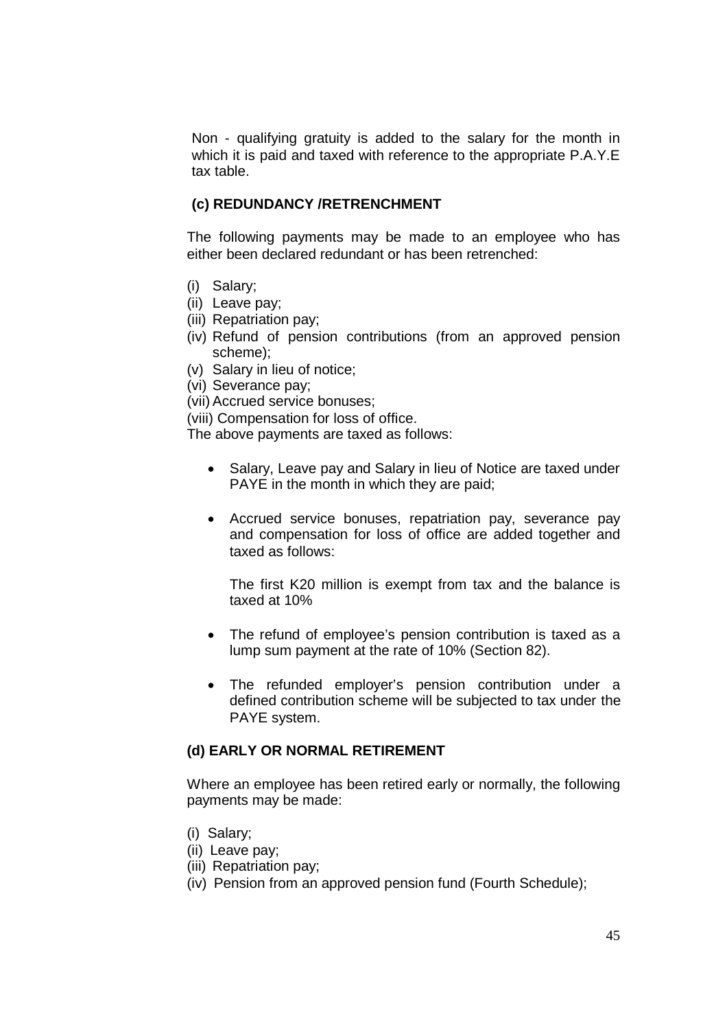Non - qualifying gratuity is added to the salary for the month in which it is paid and taxed with reference to the appropriate P.A.Y.E tax table.

### (c) REDUNDANCY /RETRENCHMENT

The following payments may be made to an employee who has either been declared redundant or has been retrenched:

(i) Salary;
(ii) Leave pay;
(iii) Repatriation pay;
(iv) Refund of pension contributions (from an approved pension scheme);
(v) Salary in lieu of notice;
(vi) Severance pay;
(vii) Accrued service bonuses;
(viii) Compensation for loss of office.

The above payments are taxed as follows:

- Salary, Leave pay and Salary in lieu of Notice are taxed under PAYE in the month in which they are paid;

- Accrued service bonuses, repatriation pay, severance pay and compensation for loss of office are added together and taxed as follows:

  The first K20 million is exempt from tax and the balance is taxed at 10%

- The refund of employee's pension contribution is taxed as a lump sum payment at the rate of 10% (Section 82).

- The refunded employer's pension contribution under a defined contribution scheme will be subjected to tax under the PAYE system.

### (d) EARLY OR NORMAL RETIREMENT

Where an employee has been retired early or normally, the following payments may be made:

(i) Salary;
(ii) Leave pay;
(iii) Repatriation pay;
(iv) Pension from an approved pension fund (Fourth Schedule);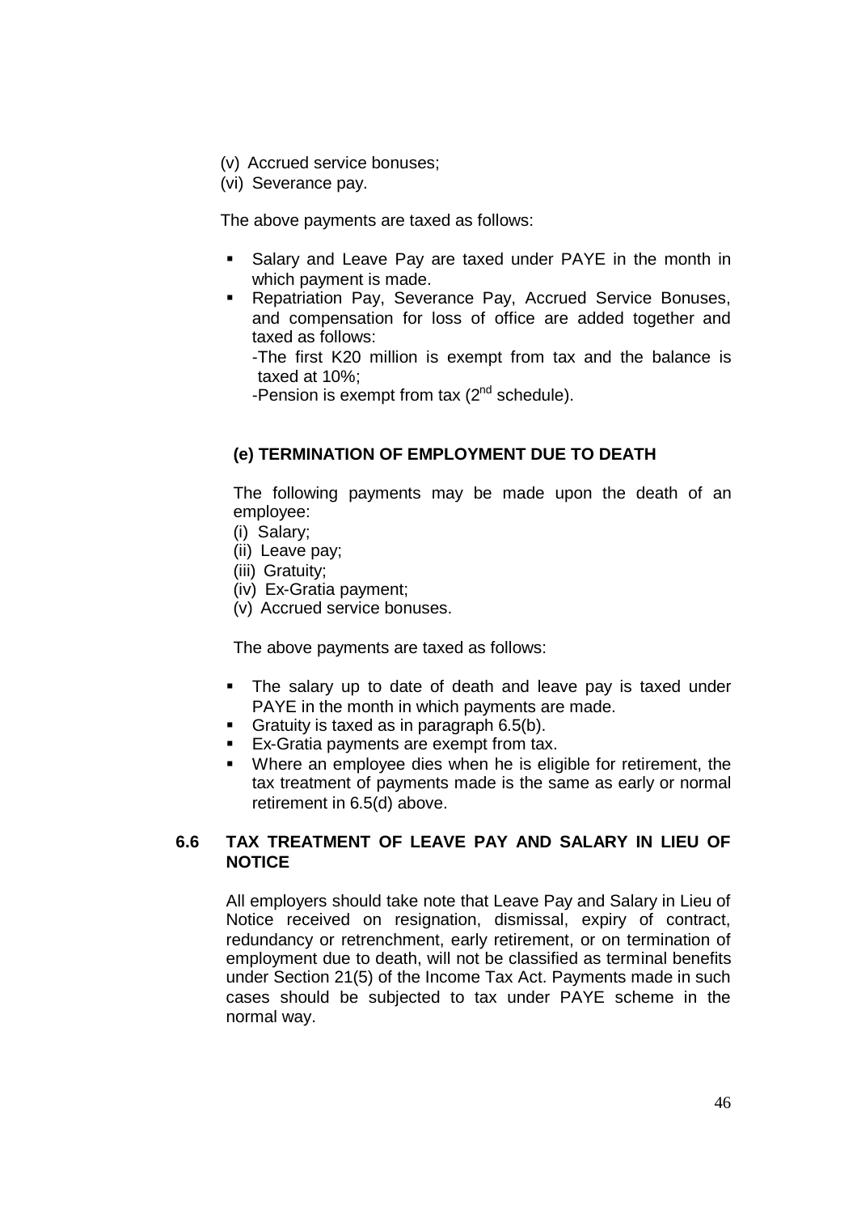(v) Accrued service bonuses;
(vi) Severance pay.

The above payments are taxed as follows:

- Salary and Leave Pay are taxed under PAYE in the month in which payment is made.
- Repatriation Pay, Severance Pay, Accrued Service Bonuses, and compensation for loss of office are added together and taxed as follows:
  -The first K20 million is exempt from tax and the balance is taxed at 10%;
  -Pension is exempt from tax (2nd schedule).

**(e) TERMINATION OF EMPLOYMENT DUE TO DEATH**

The following payments may be made upon the death of an employee:

(i) Salary;
(ii) Leave pay;
(iii) Gratuity;
(iv) Ex-Gratia payment;
(v) Accrued service bonuses.

The above payments are taxed as follows:

- The salary up to date of death and leave pay is taxed under PAYE in the month in which payments are made.
- Gratuity is taxed as in paragraph 6.5(b).
- Ex-Gratia payments are exempt from tax.
- Where an employee dies when he is eligible for retirement, the tax treatment of payments made is the same as early or normal retirement in 6.5(d) above.

## 6.6 TAX TREATMENT OF LEAVE PAY AND SALARY IN LIEU OF NOTICE

All employers should take note that Leave Pay and Salary in Lieu of Notice received on resignation, dismissal, expiry of contract, redundancy or retrenchment, early retirement, or on termination of employment due to death, will not be classified as terminal benefits under Section 21(5) of the Income Tax Act. Payments made in such cases should be subjected to tax under PAYE scheme in the normal way.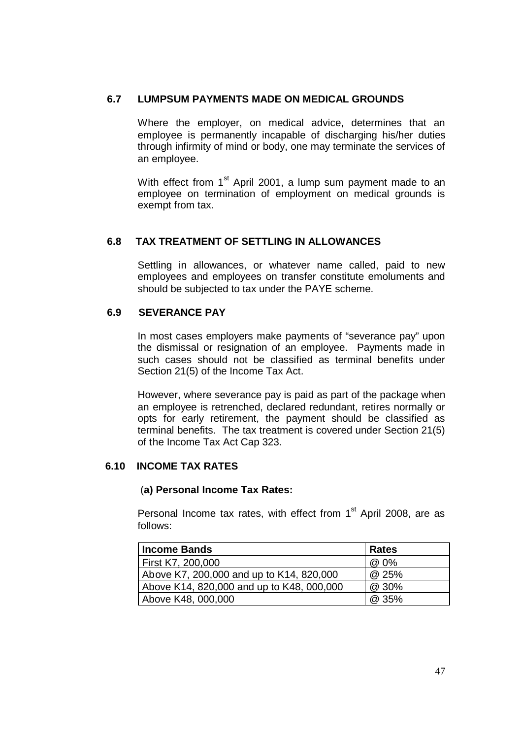### 6.7 LUMPSUM PAYMENTS MADE ON MEDICAL GROUNDS

Where the employer, on medical advice, determines that an employee is permanently incapable of discharging his/her duties through infirmity of mind or body, one may terminate the services of an employee.

With effect from 1st April 2001, a lump sum payment made to an employee on termination of employment on medical grounds is exempt from tax.

### 6.8 TAX TREATMENT OF SETTLING IN ALLOWANCES

Settling in allowances, or whatever name called, paid to new employees and employees on transfer constitute emoluments and should be subjected to tax under the PAYE scheme.

### 6.9 SEVERANCE PAY

In most cases employers make payments of "severance pay" upon the dismissal or resignation of an employee. Payments made in such cases should not be classified as terminal benefits under Section 21(5) of the Income Tax Act.

However, where severance pay is paid as part of the package when an employee is retrenched, declared redundant, retires normally or opts for early retirement, the payment should be classified as terminal benefits. The tax treatment is covered under Section 21(5) of the Income Tax Act Cap 323.

### 6.10 INCOME TAX RATES

(**a) Personal Income Tax Rates:**

Personal Income tax rates, with effect from 1st April 2008, are as follows:

| **Income Bands** | **Rates** |
|---|---|
| First K7, 200,000 | @ 0% |
| Above K7, 200,000 and up to K14, 820,000 | @ 25% |
| Above K14, 820,000 and up to K48, 000,000 | @ 30% |
| Above K48, 000,000 | @ 35% |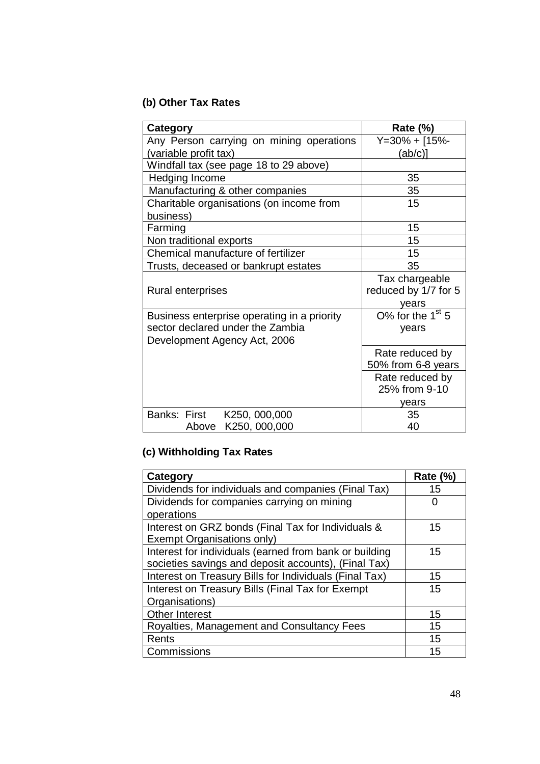**(b) Other Tax Rates**

| Category | Rate (%) |
|---|---|
| Any Person carrying on mining operations (variable profit tax) | Y=30% + [15%-(ab/c)] |
| Windfall tax (see page 18 to 29 above) | |
| Hedging Income | 35 |
| Manufacturing & other companies | 35 |
| Charitable organisations (on income from business) | 15 |
| Farming | 15 |
| Non traditional exports | 15 |
| Chemical manufacture of fertilizer | 15 |
| Trusts, deceased or bankrupt estates | 35 |
| Rural enterprises | Tax chargeable reduced by 1/7 for 5 years |
| Business enterprise operating in a priority sector declared under the Zambia Development Agency Act, 2006 | O% for the 1st 5 years |
| | Rate reduced by 50% from 6-8 years |
| | Rate reduced by 25% from 9-10 years |
| Banks: First K250, 000,000<br>Above K250, 000,000 | 35<br>40 |

**(c) Withholding Tax Rates**

| Category | Rate (%) |
|---|---|
| Dividends for individuals and companies (Final Tax) | 15 |
| Dividends for companies carrying on mining operations | 0 |
| Interest on GRZ bonds (Final Tax for Individuals & Exempt Organisations only) | 15 |
| Interest for individuals (earned from bank or building societies savings and deposit accounts), (Final Tax) | 15 |
| Interest on Treasury Bills for Individuals (Final Tax) | 15 |
| Interest on Treasury Bills (Final Tax for Exempt Organisations) | 15 |
| Other Interest | 15 |
| Royalties, Management and Consultancy Fees | 15 |
| Rents | 15 |
| Commissions | 15 |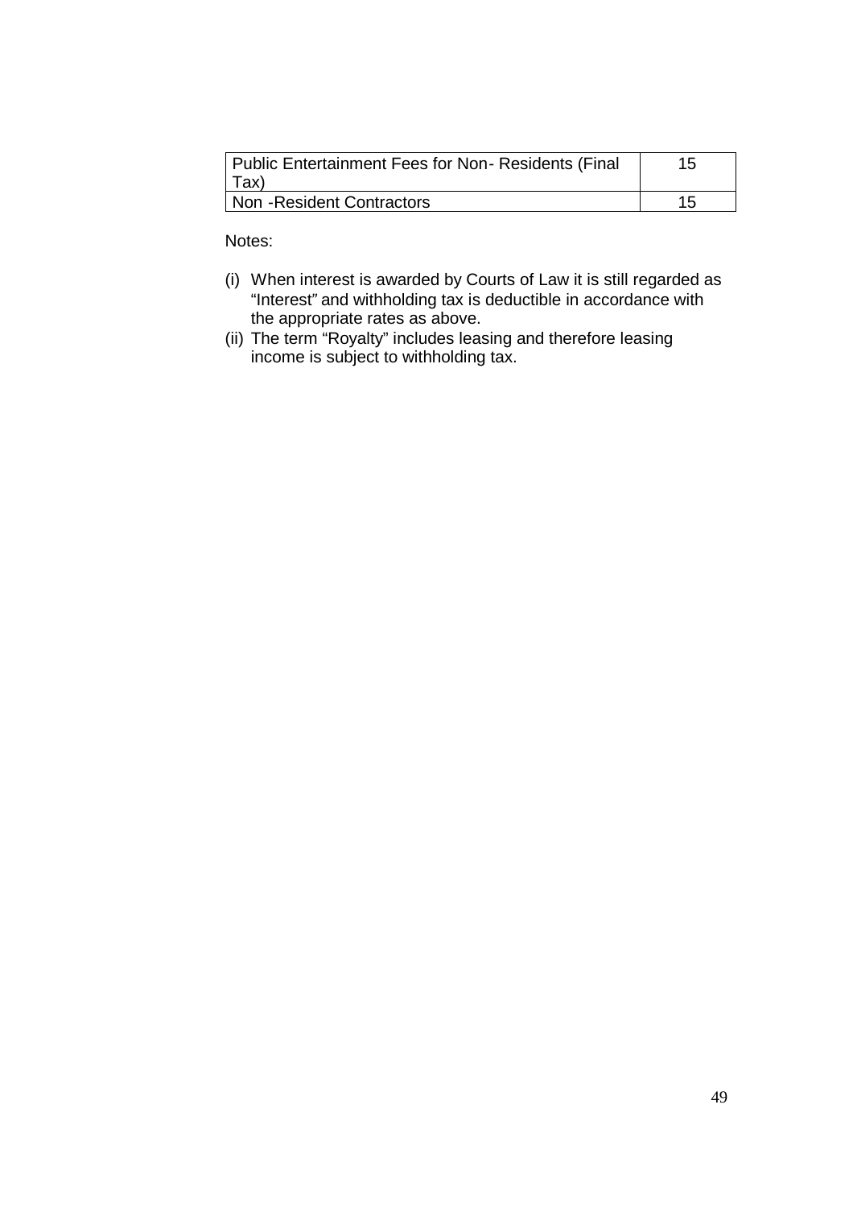| Public Entertainment Fees for Non- Residents (Final Tax) | 15 |
|---|---|
| Non -Resident Contractors | 15 |

Notes:

(i) When interest is awarded by Courts of Law it is still regarded as "Interest" and withholding tax is deductible in accordance with the appropriate rates as above.

(ii) The term "Royalty" includes leasing and therefore leasing income is subject to withholding tax.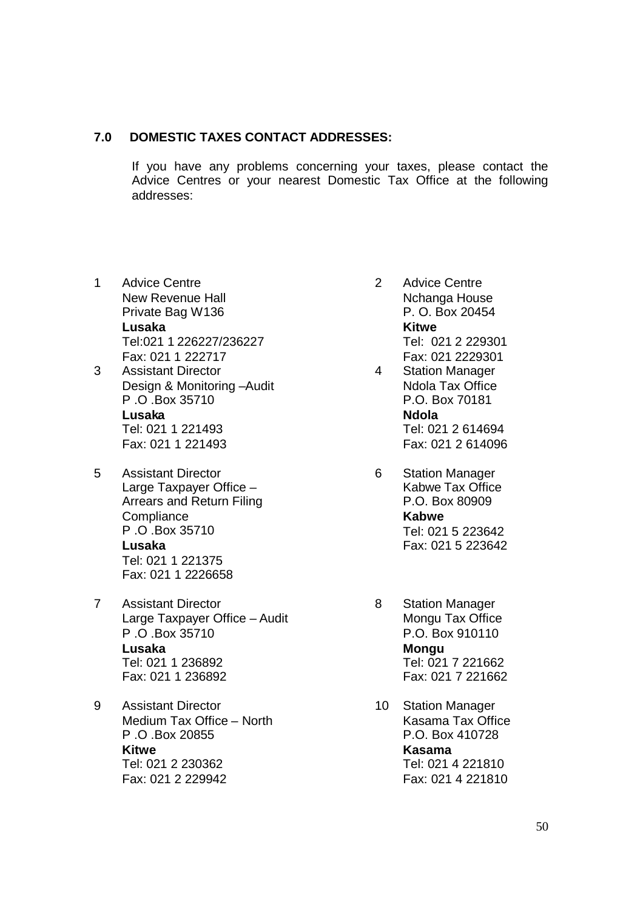## 7.0 DOMESTIC TAXES CONTACT ADDRESSES:

If you have any problems concerning your taxes, please contact the Advice Centres or your nearest Domestic Tax Office at the following addresses:

1. Advice Centre
   New Revenue Hall
   Private Bag W136
   **Lusaka**
   Tel:021 1 226227/236227
   Fax: 021 1 222717

2. Advice Centre
   Nchanga House
   P. O. Box 20454
   **Kitwe**
   Tel: 021 2 229301
   Fax: 021 2229301

3. Assistant Director
   Design & Monitoring –Audit
   P .O .Box 35710
   **Lusaka**
   Tel: 021 1 221493
   Fax: 021 1 221493

4. Station Manager
   Ndola Tax Office
   P.O. Box 70181
   **Ndola**
   Tel: 021 2 614694
   Fax: 021 2 614096

5. Assistant Director
   Large Taxpayer Office –
   Arrears and Return Filing
   Compliance
   P .O .Box 35710
   **Lusaka**
   Tel: 021 1 221375
   Fax: 021 1 2226658

6. Station Manager
   Kabwe Tax Office
   P.O. Box 80909
   **Kabwe**
   Tel: 021 5 223642
   Fax: 021 5 223642

7. Assistant Director
   Large Taxpayer Office – Audit
   P .O .Box 35710
   **Lusaka**
   Tel: 021 1 236892
   Fax: 021 1 236892

8. Station Manager
   Mongu Tax Office
   P.O. Box 910110
   **Mongu**
   Tel: 021 7 221662
   Fax: 021 7 221662

9. Assistant Director
   Medium Tax Office – North
   P .O .Box 20855
   **Kitwe**
   Tel: 021 2 230362
   Fax: 021 2 229942

10. Station Manager
    Kasama Tax Office
    P.O. Box 410728
    **Kasama**
    Tel: 021 4 221810
    Fax: 021 4 221810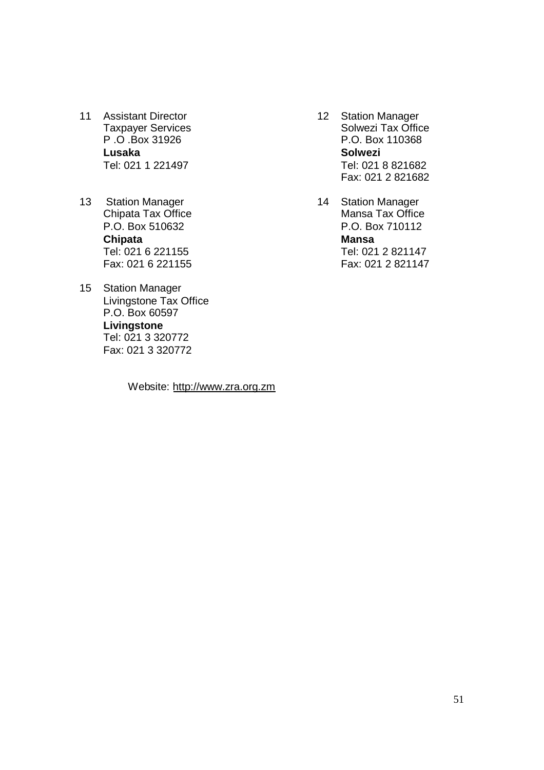11 Assistant Director
Taxpayer Services
P .O .Box 31926
**Lusaka**
Tel: 021 1 221497

12 Station Manager
Solwezi Tax Office
P.O. Box 110368
**Solwezi**
Tel: 021 8 821682
Fax: 021 2 821682

13 Station Manager
Chipata Tax Office
P.O. Box 510632
**Chipata**
Tel: 021 6 221155
Fax: 021 6 221155

14 Station Manager
Mansa Tax Office
P.O. Box 710112
**Mansa**
Tel: 021 2 821147
Fax: 021 2 821147

15 Station Manager
Livingstone Tax Office
P.O. Box 60597
**Livingstone**
Tel: 021 3 320772
Fax: 021 3 320772

Website: http://www.zra.org.zm